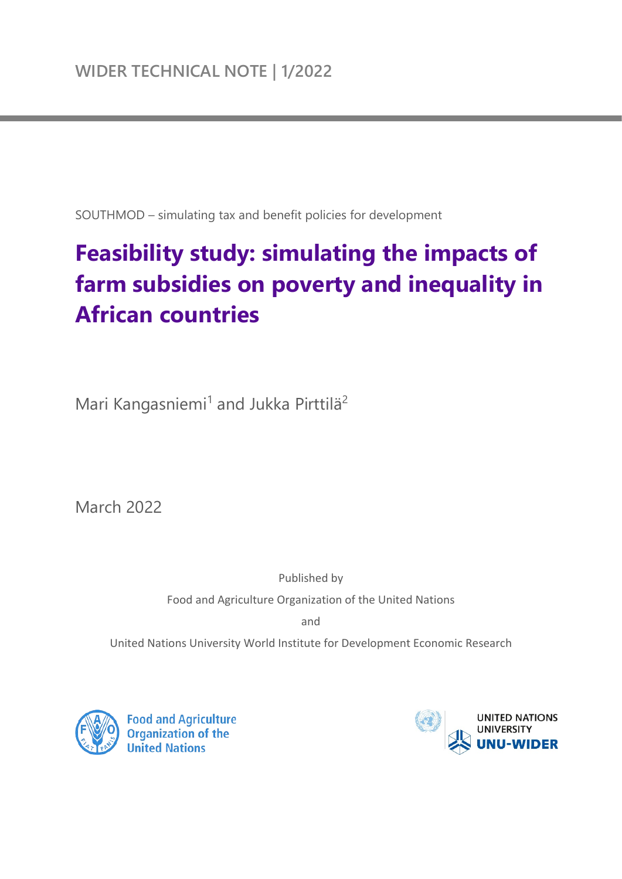WIDER TECHNICAL NOTE | 1/2022

SOUTHMOD – simulating tax and benefit policies for development

# Feasibility study: simulating the impacts of farm subsidies on poverty and inequality in African countries

Mari Kangasniemi[1] and Jukka Pirttilä[2]

March 2022

Published by

Food and Agriculture Organization of the United Nations

and

United Nations University World Institute for Development Economic Research

Food and Agriculture Organization of the United Nations

UNITED NATIONS UNIVERSITY UNU-WIDER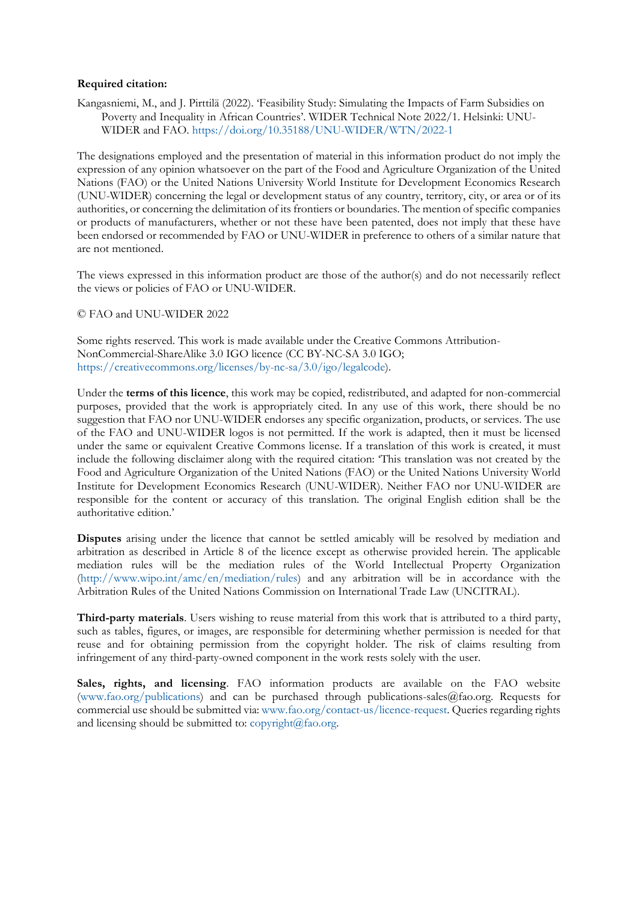**Required citation:**

Kangasniemi, M., and J. Pirttilä (2022). 'Feasibility Study: Simulating the Impacts of Farm Subsidies on Poverty and Inequality in African Countries'. WIDER Technical Note 2022/1. Helsinki: UNU-WIDER and FAO. https://doi.org/10.35188/UNU-WIDER/WTN/2022-1

The designations employed and the presentation of material in this information product do not imply the expression of any opinion whatsoever on the part of the Food and Agriculture Organization of the United Nations (FAO) or the United Nations University World Institute for Development Economics Research (UNU-WIDER) concerning the legal or development status of any country, territory, city, or area or of its authorities, or concerning the delimitation of its frontiers or boundaries. The mention of specific companies or products of manufacturers, whether or not these have been patented, does not imply that these have been endorsed or recommended by FAO or UNU-WIDER in preference to others of a similar nature that are not mentioned.

The views expressed in this information product are those of the author(s) and do not necessarily reflect the views or policies of FAO or UNU-WIDER.

© FAO and UNU-WIDER 2022

Some rights reserved. This work is made available under the Creative Commons Attribution-NonCommercial-ShareAlike 3.0 IGO licence (CC BY-NC-SA 3.0 IGO; https://creativecommons.org/licenses/by-nc-sa/3.0/igo/legalcode).

Under the **terms of this licence**, this work may be copied, redistributed, and adapted for non-commercial purposes, provided that the work is appropriately cited. In any use of this work, there should be no suggestion that FAO nor UNU-WIDER endorses any specific organization, products, or services. The use of the FAO and UNU-WIDER logos is not permitted. If the work is adapted, then it must be licensed under the same or equivalent Creative Commons license. If a translation of this work is created, it must include the following disclaimer along with the required citation: 'This translation was not created by the Food and Agriculture Organization of the United Nations (FAO) or the United Nations University World Institute for Development Economics Research (UNU-WIDER). Neither FAO nor UNU-WIDER are responsible for the content or accuracy of this translation. The original English edition shall be the authoritative edition.'

**Disputes** arising under the licence that cannot be settled amicably will be resolved by mediation and arbitration as described in Article 8 of the licence except as otherwise provided herein. The applicable mediation rules will be the mediation rules of the World Intellectual Property Organization (http://www.wipo.int/amc/en/mediation/rules) and any arbitration will be in accordance with the Arbitration Rules of the United Nations Commission on International Trade Law (UNCITRAL).

**Third-party materials**. Users wishing to reuse material from this work that is attributed to a third party, such as tables, figures, or images, are responsible for determining whether permission is needed for that reuse and for obtaining permission from the copyright holder. The risk of claims resulting from infringement of any third-party-owned component in the work rests solely with the user.

**Sales, rights, and licensing**. FAO information products are available on the FAO website (www.fao.org/publications) and can be purchased through publications-sales@fao.org. Requests for commercial use should be submitted via: www.fao.org/contact-us/licence-request. Queries regarding rights and licensing should be submitted to: copyright@fao.org.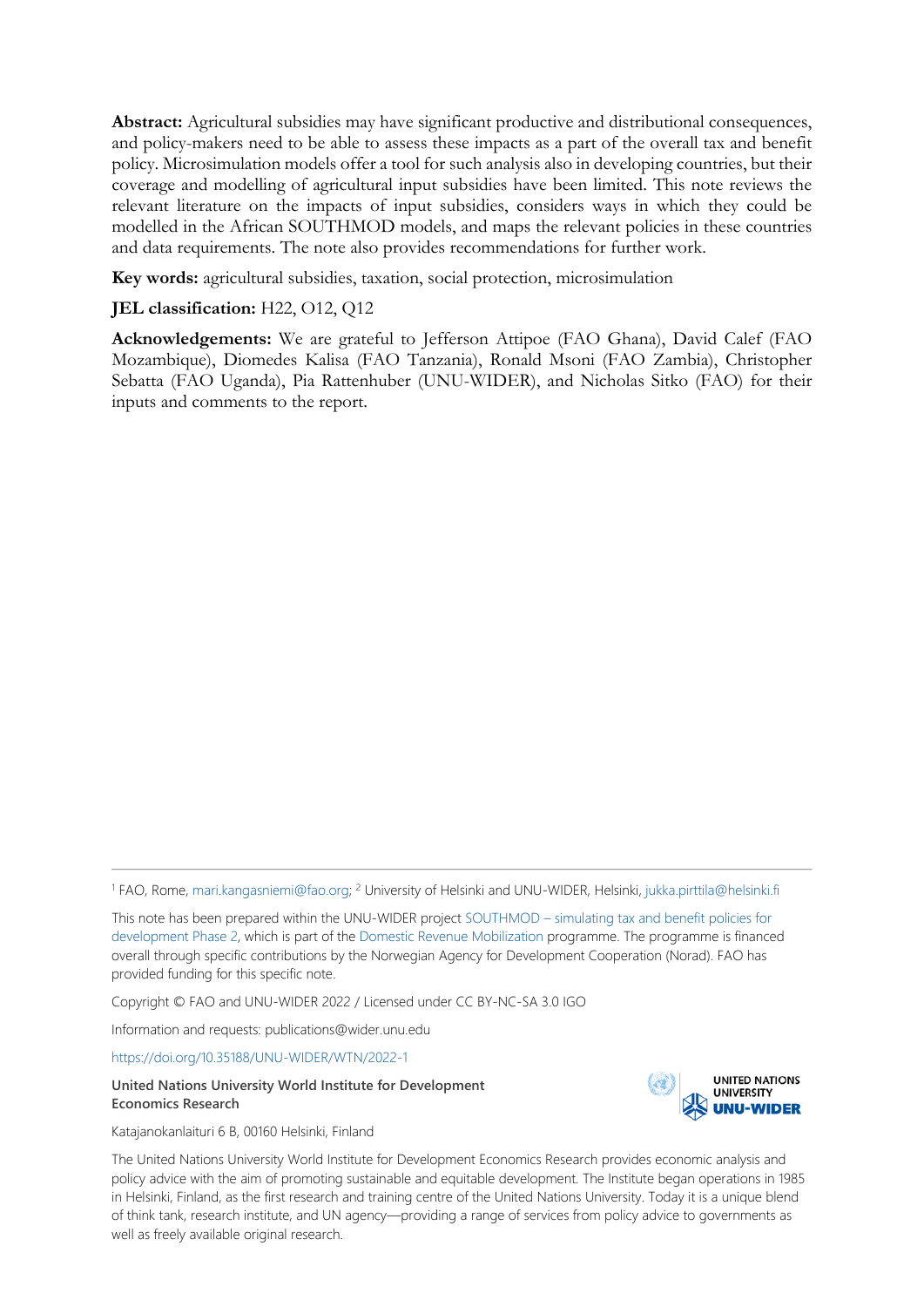**Abstract:** Agricultural subsidies may have significant productive and distributional consequences, and policy-makers need to be able to assess these impacts as a part of the overall tax and benefit policy. Microsimulation models offer a tool for such analysis also in developing countries, but their coverage and modelling of agricultural input subsidies have been limited. This note reviews the relevant literature on the impacts of input subsidies, considers ways in which they could be modelled in the African SOUTHMOD models, and maps the relevant policies in these countries and data requirements. The note also provides recommendations for further work.

**Key words:** agricultural subsidies, taxation, social protection, microsimulation

**JEL classification:** H22, O12, Q12

**Acknowledgements:** We are grateful to Jefferson Attipoe (FAO Ghana), David Calef (FAO Mozambique), Diomedes Kalisa (FAO Tanzania), Ronald Msoni (FAO Zambia), Christopher Sebatta (FAO Uganda), Pia Rattenhuber (UNU-WIDER), and Nicholas Sitko (FAO) for their inputs and comments to the report.

---

[1] FAO, Rome, mari.kangasniemi@fao.org; [2] University of Helsinki and UNU-WIDER, Helsinki, jukka.pirttila@helsinki.fi

This note has been prepared within the UNU-WIDER project SOUTHMOD – simulating tax and benefit policies for development Phase 2, which is part of the Domestic Revenue Mobilization programme. The programme is financed overall through specific contributions by the Norwegian Agency for Development Cooperation (Norad). FAO has provided funding for this specific note.

Copyright © FAO and UNU-WIDER 2022 / Licensed under CC BY-NC-SA 3.0 IGO

Information and requests: publications@wider.unu.edu

https://doi.org/10.35188/UNU-WIDER/WTN/2022-1

**United Nations University World Institute for Development Economics Research**

Katajanokanlaituri 6 B, 00160 Helsinki, Finland

The United Nations University World Institute for Development Economics Research provides economic analysis and policy advice with the aim of promoting sustainable and equitable development. The Institute began operations in 1985 in Helsinki, Finland, as the first research and training centre of the United Nations University. Today it is a unique blend of think tank, research institute, and UN agency—providing a range of services from policy advice to governments as well as freely available original research.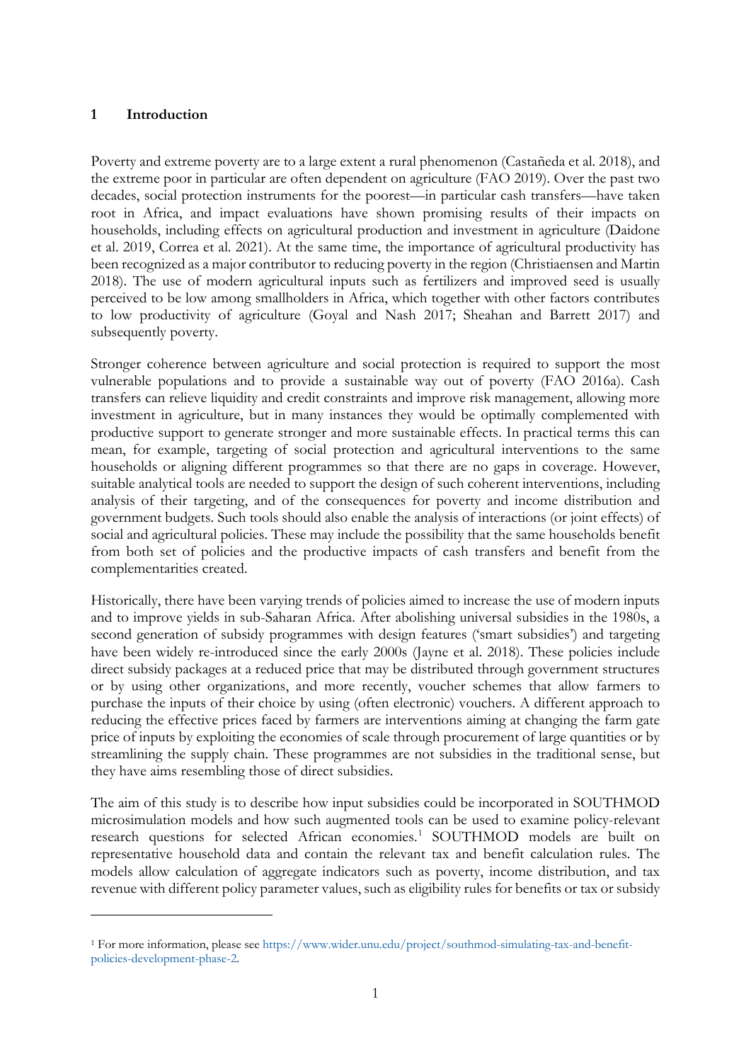## 1 Introduction

Poverty and extreme poverty are to a large extent a rural phenomenon (Castañeda et al. 2018), and the extreme poor in particular are often dependent on agriculture (FAO 2019). Over the past two decades, social protection instruments for the poorest—in particular cash transfers—have taken root in Africa, and impact evaluations have shown promising results of their impacts on households, including effects on agricultural production and investment in agriculture (Daidone et al. 2019, Correa et al. 2021). At the same time, the importance of agricultural productivity has been recognized as a major contributor to reducing poverty in the region (Christiaensen and Martin 2018). The use of modern agricultural inputs such as fertilizers and improved seed is usually perceived to be low among smallholders in Africa, which together with other factors contributes to low productivity of agriculture (Goyal and Nash 2017; Sheahan and Barrett 2017) and subsequently poverty.

Stronger coherence between agriculture and social protection is required to support the most vulnerable populations and to provide a sustainable way out of poverty (FAO 2016a). Cash transfers can relieve liquidity and credit constraints and improve risk management, allowing more investment in agriculture, but in many instances they would be optimally complemented with productive support to generate stronger and more sustainable effects. In practical terms this can mean, for example, targeting of social protection and agricultural interventions to the same households or aligning different programmes so that there are no gaps in coverage. However, suitable analytical tools are needed to support the design of such coherent interventions, including analysis of their targeting, and of the consequences for poverty and income distribution and government budgets. Such tools should also enable the analysis of interactions (or joint effects) of social and agricultural policies. These may include the possibility that the same households benefit from both set of policies and the productive impacts of cash transfers and benefit from the complementarities created.

Historically, there have been varying trends of policies aimed to increase the use of modern inputs and to improve yields in sub-Saharan Africa. After abolishing universal subsidies in the 1980s, a second generation of subsidy programmes with design features ('smart subsidies') and targeting have been widely re-introduced since the early 2000s (Jayne et al. 2018). These policies include direct subsidy packages at a reduced price that may be distributed through government structures or by using other organizations, and more recently, voucher schemes that allow farmers to purchase the inputs of their choice by using (often electronic) vouchers. A different approach to reducing the effective prices faced by farmers are interventions aiming at changing the farm gate price of inputs by exploiting the economies of scale through procurement of large quantities or by streamlining the supply chain. These programmes are not subsidies in the traditional sense, but they have aims resembling those of direct subsidies.

The aim of this study is to describe how input subsidies could be incorporated in SOUTHMOD microsimulation models and how such augmented tools can be used to examine policy-relevant research questions for selected African economies.[1] SOUTHMOD models are built on representative household data and contain the relevant tax and benefit calculation rules. The models allow calculation of aggregate indicators such as poverty, income distribution, and tax revenue with different policy parameter values, such as eligibility rules for benefits or tax or subsidy

---

[1] For more information, please see https://www.wider.unu.edu/project/southmod-simulating-tax-and-benefit-policies-development-phase-2.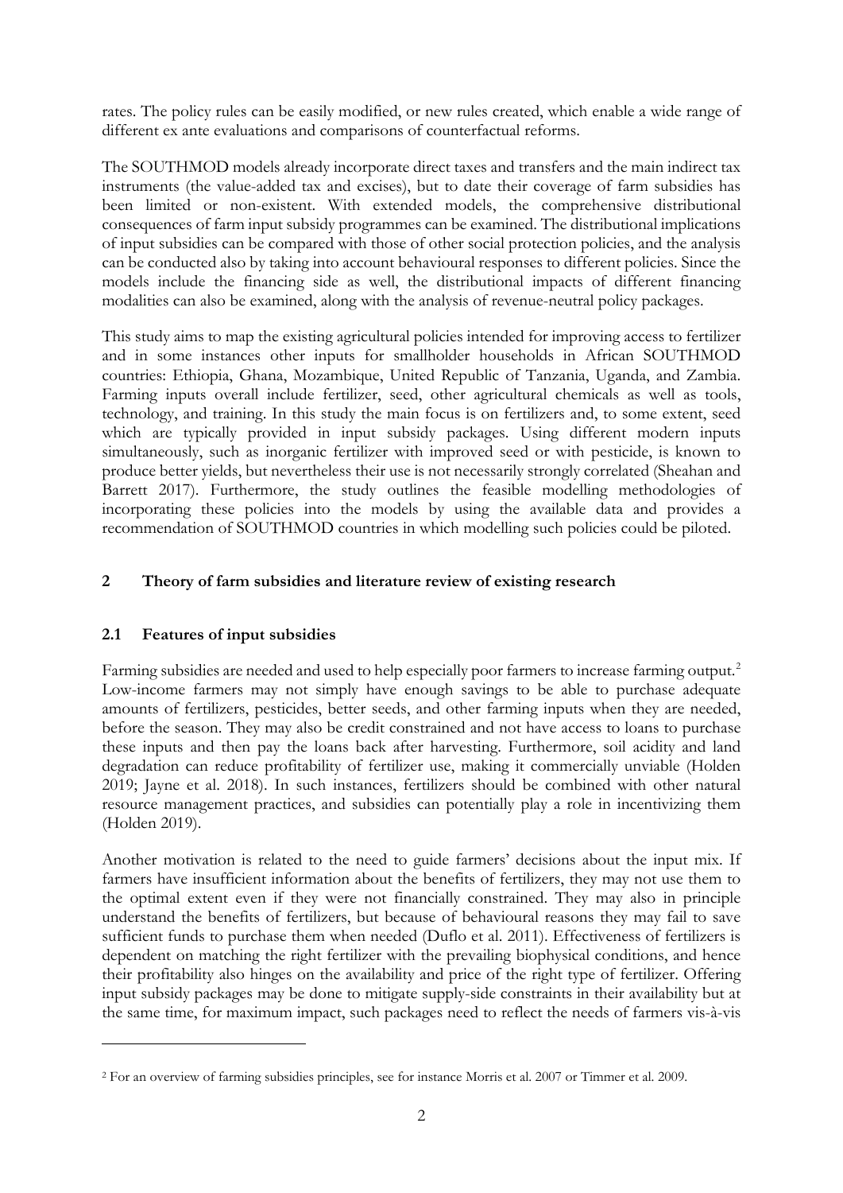rates. The policy rules can be easily modified, or new rules created, which enable a wide range of different ex ante evaluations and comparisons of counterfactual reforms.

The SOUTHMOD models already incorporate direct taxes and transfers and the main indirect tax instruments (the value-added tax and excises), but to date their coverage of farm subsidies has been limited or non-existent. With extended models, the comprehensive distributional consequences of farm input subsidy programmes can be examined. The distributional implications of input subsidies can be compared with those of other social protection policies, and the analysis can be conducted also by taking into account behavioural responses to different policies. Since the models include the financing side as well, the distributional impacts of different financing modalities can also be examined, along with the analysis of revenue-neutral policy packages.

This study aims to map the existing agricultural policies intended for improving access to fertilizer and in some instances other inputs for smallholder households in African SOUTHMOD countries: Ethiopia, Ghana, Mozambique, United Republic of Tanzania, Uganda, and Zambia. Farming inputs overall include fertilizer, seed, other agricultural chemicals as well as tools, technology, and training. In this study the main focus is on fertilizers and, to some extent, seed which are typically provided in input subsidy packages. Using different modern inputs simultaneously, such as inorganic fertilizer with improved seed or with pesticide, is known to produce better yields, but nevertheless their use is not necessarily strongly correlated (Sheahan and Barrett 2017). Furthermore, the study outlines the feasible modelling methodologies of incorporating these policies into the models by using the available data and provides a recommendation of SOUTHMOD countries in which modelling such policies could be piloted.

## 2 Theory of farm subsidies and literature review of existing research

### 2.1 Features of input subsidies

Farming subsidies are needed and used to help especially poor farmers to increase farming output.[2] Low-income farmers may not simply have enough savings to be able to purchase adequate amounts of fertilizers, pesticides, better seeds, and other farming inputs when they are needed, before the season. They may also be credit constrained and not have access to loans to purchase these inputs and then pay the loans back after harvesting. Furthermore, soil acidity and land degradation can reduce profitability of fertilizer use, making it commercially unviable (Holden 2019; Jayne et al. 2018). In such instances, fertilizers should be combined with other natural resource management practices, and subsidies can potentially play a role in incentivizing them (Holden 2019).

Another motivation is related to the need to guide farmers' decisions about the input mix. If farmers have insufficient information about the benefits of fertilizers, they may not use them to the optimal extent even if they were not financially constrained. They may also in principle understand the benefits of fertilizers, but because of behavioural reasons they may fail to save sufficient funds to purchase them when needed (Duflo et al. 2011). Effectiveness of fertilizers is dependent on matching the right fertilizer with the prevailing biophysical conditions, and hence their profitability also hinges on the availability and price of the right type of fertilizer. Offering input subsidy packages may be done to mitigate supply-side constraints in their availability but at the same time, for maximum impact, such packages need to reflect the needs of farmers vis-à-vis

[2] For an overview of farming subsidies principles, see for instance Morris et al. 2007 or Timmer et al. 2009.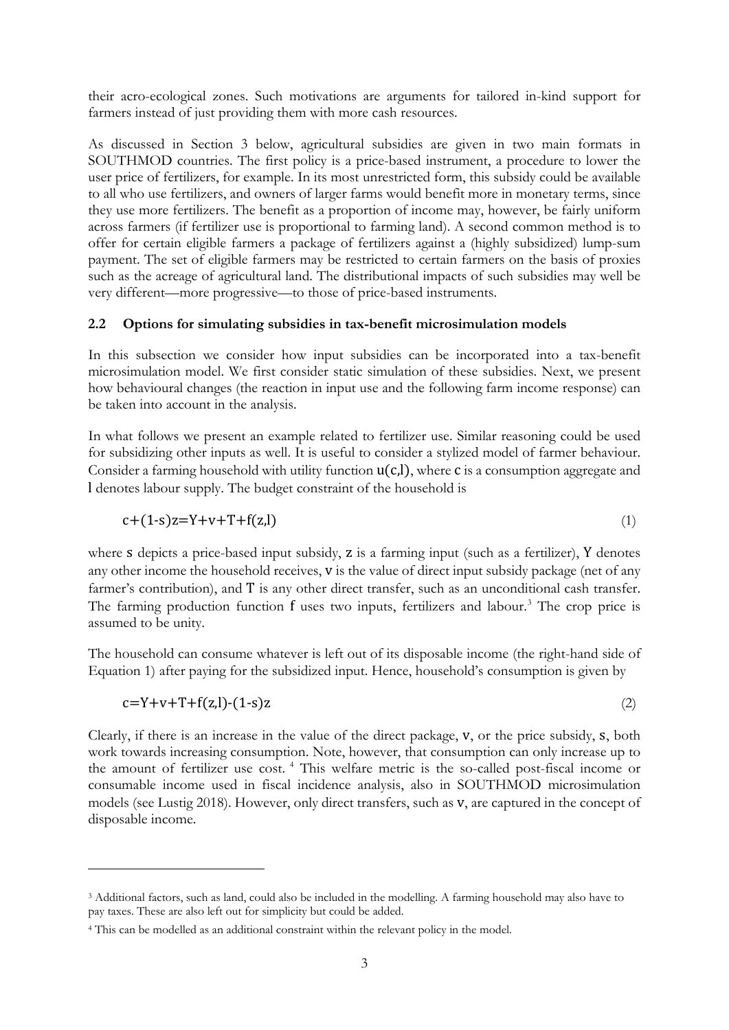their acro-ecological zones. Such motivations are arguments for tailored in-kind support for farmers instead of just providing them with more cash resources.

As discussed in Section 3 below, agricultural subsidies are given in two main formats in SOUTHMOD countries. The first policy is a price-based instrument, a procedure to lower the user price of fertilizers, for example. In its most unrestricted form, this subsidy could be available to all who use fertilizers, and owners of larger farms would benefit more in monetary terms, since they use more fertilizers. The benefit as a proportion of income may, however, be fairly uniform across farmers (if fertilizer use is proportional to farming land). A second common method is to offer for certain eligible farmers a package of fertilizers against a (highly subsidized) lump-sum payment. The set of eligible farmers may be restricted to certain farmers on the basis of proxies such as the acreage of agricultural land. The distributional impacts of such subsidies may well be very different—more progressive—to those of price-based instruments.

## 2.2 Options for simulating subsidies in tax-benefit microsimulation models

In this subsection we consider how input subsidies can be incorporated into a tax-benefit microsimulation model. We first consider static simulation of these subsidies. Next, we present how behavioural changes (the reaction in input use and the following farm income response) can be taken into account in the analysis.

In what follows we present an example related to fertilizer use. Similar reasoning could be used for subsidizing other inputs as well. It is useful to consider a stylized model of farmer behaviour. Consider a farming household with utility function $u(c,l)$, where $c$ is a consumption aggregate and $l$ denotes labour supply. The budget constraint of the household is

$$c+(1-s)z=Y+v+T+f(z,l) \tag{1}$$

where $s$ depicts a price-based input subsidy, $z$ is a farming input (such as a fertilizer), $Y$ denotes any other income the household receives, $v$ is the value of direct input subsidy package (net of any farmer's contribution), and $T$ is any other direct transfer, such as an unconditional cash transfer. The farming production function $f$ uses two inputs, fertilizers and labour.[3] The crop price is assumed to be unity.

The household can consume whatever is left out of its disposable income (the right-hand side of Equation 1) after paying for the subsidized input. Hence, household's consumption is given by

$$c=Y+v+T+f(z,l)-(1-s)z \tag{2}$$

Clearly, if there is an increase in the value of the direct package, $v$, or the price subsidy, $s$, both work towards increasing consumption. Note, however, that consumption can only increase up to the amount of fertilizer use cost.[4] This welfare metric is the so-called post-fiscal income or consumable income used in fiscal incidence analysis, also in SOUTHMOD microsimulation models (see Lustig 2018). However, only direct transfers, such as $v$, are captured in the concept of disposable income.

[3] Additional factors, such as land, could also be included in the modelling. A farming household may also have to pay taxes. These are also left out for simplicity but could be added.

[4] This can be modelled as an additional constraint within the relevant policy in the model.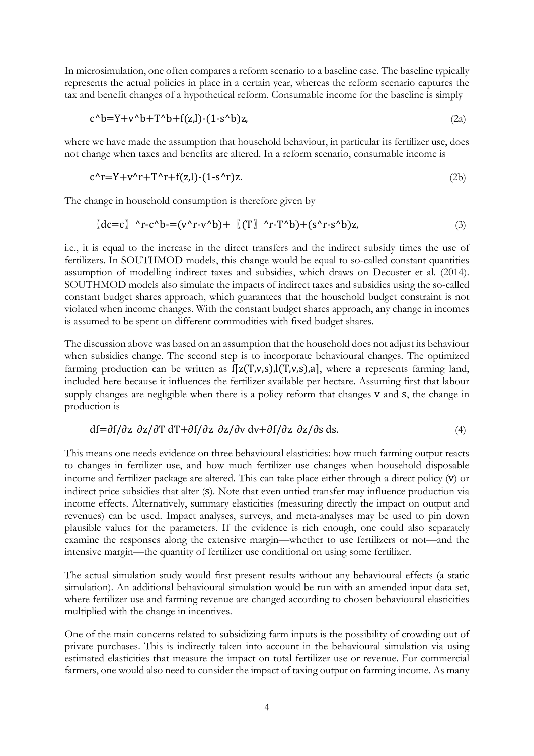In microsimulation, one often compares a reform scenario to a baseline case. The baseline typically represents the actual policies in place in a certain year, whereas the reform scenario captures the tax and benefit changes of a hypothetical reform. Consumable income for the baseline is simply

$$c^b = Y + v^b + T^b + f(z,l) - (1 - s^b)z, \tag{2a}$$

where we have made the assumption that household behaviour, in particular its fertilizer use, does not change when taxes and benefits are altered. In a reform scenario, consumable income is

$$c^r = Y + v^r + T^r + f(z,l) - (1 - s^r)z. \tag{2b}$$

The change in household consumption is therefore given by

$$dc = c^r - c^b = (v^r - v^b) + (T^r - T^b) + (s^r - s^b)z, \tag{3}$$

i.e., it is equal to the increase in the direct transfers and the indirect subsidy times the use of fertilizers. In SOUTHMOD models, this change would be equal to so-called constant quantities assumption of modelling indirect taxes and subsidies, which draws on Decoster et al. (2014). SOUTHMOD models also simulate the impacts of indirect taxes and subsidies using the so-called constant budget shares approach, which guarantees that the household budget constraint is not violated when income changes. With the constant budget shares approach, any change in incomes is assumed to be spent on different commodities with fixed budget shares.

The discussion above was based on an assumption that the household does not adjust its behaviour when subsidies change. The second step is to incorporate behavioural changes. The optimized farming production can be written as $f[z(T,v,s), l(T,v,s), a]$, where $a$ represents farming land, included here because it influences the fertilizer available per hectare. Assuming first that labour supply changes are negligible when there is a policy reform that changes $v$ and $s$, the change in production is

$$df = \frac{\partial f}{\partial z}\frac{\partial z}{\partial T}dT + \frac{\partial f}{\partial z}\frac{\partial z}{\partial v}dv + \frac{\partial f}{\partial z}\frac{\partial z}{\partial s}ds. \tag{4}$$

This means one needs evidence on three behavioural elasticities: how much farming output reacts to changes in fertilizer use, and how much fertilizer use changes when household disposable income and fertilizer package are altered. This can take place either through a direct policy ($v$) or indirect price subsidies that alter ($s$). Note that even untied transfer may influence production via income effects. Alternatively, summary elasticities (measuring directly the impact on output and revenues) can be used. Impact analyses, surveys, and meta-analyses may be used to pin down plausible values for the parameters. If the evidence is rich enough, one could also separately examine the responses along the extensive margin—whether to use fertilizers or not—and the intensive margin—the quantity of fertilizer use conditional on using some fertilizer.

The actual simulation study would first present results without any behavioural effects (a static simulation). An additional behavioural simulation would be run with an amended input data set, where fertilizer use and farming revenue are changed according to chosen behavioural elasticities multiplied with the change in incentives.

One of the main concerns related to subsidizing farm inputs is the possibility of crowding out of private purchases. This is indirectly taken into account in the behavioural simulation via using estimated elasticities that measure the impact on total fertilizer use or revenue. For commercial farmers, one would also need to consider the impact of taxing output on farming income. As many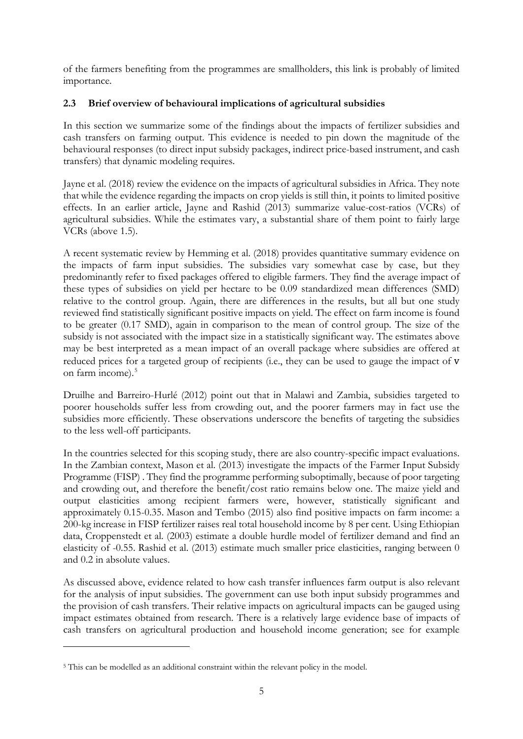of the farmers benefiting from the programmes are smallholders, this link is probably of limited importance.

### 2.3 Brief overview of behavioural implications of agricultural subsidies

In this section we summarize some of the findings about the impacts of fertilizer subsidies and cash transfers on farming output. This evidence is needed to pin down the magnitude of the behavioural responses (to direct input subsidy packages, indirect price-based instrument, and cash transfers) that dynamic modeling requires.

Jayne et al. (2018) review the evidence on the impacts of agricultural subsidies in Africa. They note that while the evidence regarding the impacts on crop yields is still thin, it points to limited positive effects. In an earlier article, Jayne and Rashid (2013) summarize value-cost-ratios (VCRs) of agricultural subsidies. While the estimates vary, a substantial share of them point to fairly large VCRs (above 1.5).

A recent systematic review by Hemming et al. (2018) provides quantitative summary evidence on the impacts of farm input subsidies. The subsidies vary somewhat case by case, but they predominantly refer to fixed packages offered to eligible farmers. They find the average impact of these types of subsidies on yield per hectare to be 0.09 standardized mean differences (SMD) relative to the control group. Again, there are differences in the results, but all but one study reviewed find statistically significant positive impacts on yield. The effect on farm income is found to be greater (0.17 SMD), again in comparison to the mean of control group. The size of the subsidy is not associated with the impact size in a statistically significant way. The estimates above may be best interpreted as a mean impact of an overall package where subsidies are offered at reduced prices for a targeted group of recipients (i.e., they can be used to gauge the impact of $\mathbf{v}$ on farm income).[5]

Druilhe and Barreiro-Hurlé (2012) point out that in Malawi and Zambia, subsidies targeted to poorer households suffer less from crowding out, and the poorer farmers may in fact use the subsidies more efficiently. These observations underscore the benefits of targeting the subsidies to the less well-off participants.

In the countries selected for this scoping study, there are also country-specific impact evaluations. In the Zambian context, Mason et al. (2013) investigate the impacts of the Farmer Input Subsidy Programme (FISP) . They find the programme performing suboptimally, because of poor targeting and crowding out, and therefore the benefit/cost ratio remains below one. The maize yield and output elasticities among recipient farmers were, however, statistically significant and approximately 0.15-0.35. Mason and Tembo (2015) also find positive impacts on farm income: a 200-kg increase in FISP fertilizer raises real total household income by 8 per cent. Using Ethiopian data, Croppenstedt et al. (2003) estimate a double hurdle model of fertilizer demand and find an elasticity of -0.55. Rashid et al. (2013) estimate much smaller price elasticities, ranging between 0 and 0.2 in absolute values.

As discussed above, evidence related to how cash transfer influences farm output is also relevant for the analysis of input subsidies. The government can use both input subsidy programmes and the provision of cash transfers. Their relative impacts on agricultural impacts can be gauged using impact estimates obtained from research. There is a relatively large evidence base of impacts of cash transfers on agricultural production and household income generation; see for example

---

[5] This can be modelled as an additional constraint within the relevant policy in the model.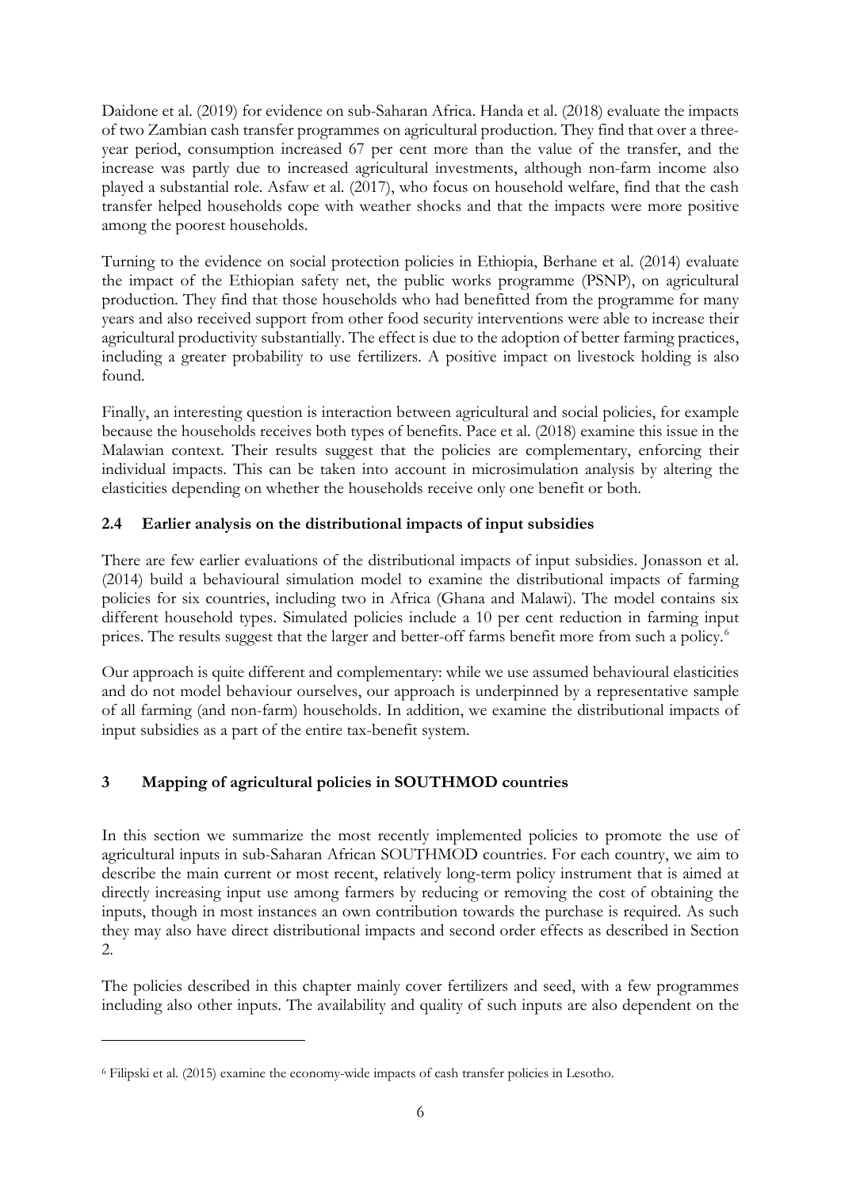Daidone et al. (2019) for evidence on sub-Saharan Africa. Handa et al. (2018) evaluate the impacts of two Zambian cash transfer programmes on agricultural production. They find that over a three-year period, consumption increased 67 per cent more than the value of the transfer, and the increase was partly due to increased agricultural investments, although non-farm income also played a substantial role. Asfaw et al. (2017), who focus on household welfare, find that the cash transfer helped households cope with weather shocks and that the impacts were more positive among the poorest households.

Turning to the evidence on social protection policies in Ethiopia, Berhane et al. (2014) evaluate the impact of the Ethiopian safety net, the public works programme (PSNP), on agricultural production. They find that those households who had benefitted from the programme for many years and also received support from other food security interventions were able to increase their agricultural productivity substantially. The effect is due to the adoption of better farming practices, including a greater probability to use fertilizers. A positive impact on livestock holding is also found.

Finally, an interesting question is interaction between agricultural and social policies, for example because the households receives both types of benefits. Pace et al. (2018) examine this issue in the Malawian context. Their results suggest that the policies are complementary, enforcing their individual impacts. This can be taken into account in microsimulation analysis by altering the elasticities depending on whether the households receive only one benefit or both.

### 2.4 Earlier analysis on the distributional impacts of input subsidies

There are few earlier evaluations of the distributional impacts of input subsidies. Jonasson et al. (2014) build a behavioural simulation model to examine the distributional impacts of farming policies for six countries, including two in Africa (Ghana and Malawi). The model contains six different household types. Simulated policies include a 10 per cent reduction in farming input prices. The results suggest that the larger and better-off farms benefit more from such a policy.[6]

Our approach is quite different and complementary: while we use assumed behavioural elasticities and do not model behaviour ourselves, our approach is underpinned by a representative sample of all farming (and non-farm) households. In addition, we examine the distributional impacts of input subsidies as a part of the entire tax-benefit system.

## 3 Mapping of agricultural policies in SOUTHMOD countries

In this section we summarize the most recently implemented policies to promote the use of agricultural inputs in sub-Saharan African SOUTHMOD countries. For each country, we aim to describe the main current or most recent, relatively long-term policy instrument that is aimed at directly increasing input use among farmers by reducing or removing the cost of obtaining the inputs, though in most instances an own contribution towards the purchase is required. As such they may also have direct distributional impacts and second order effects as described in Section 2.

The policies described in this chapter mainly cover fertilizers and seed, with a few programmes including also other inputs. The availability and quality of such inputs are also dependent on the

[6] Filipski et al. (2015) examine the economy-wide impacts of cash transfer policies in Lesotho.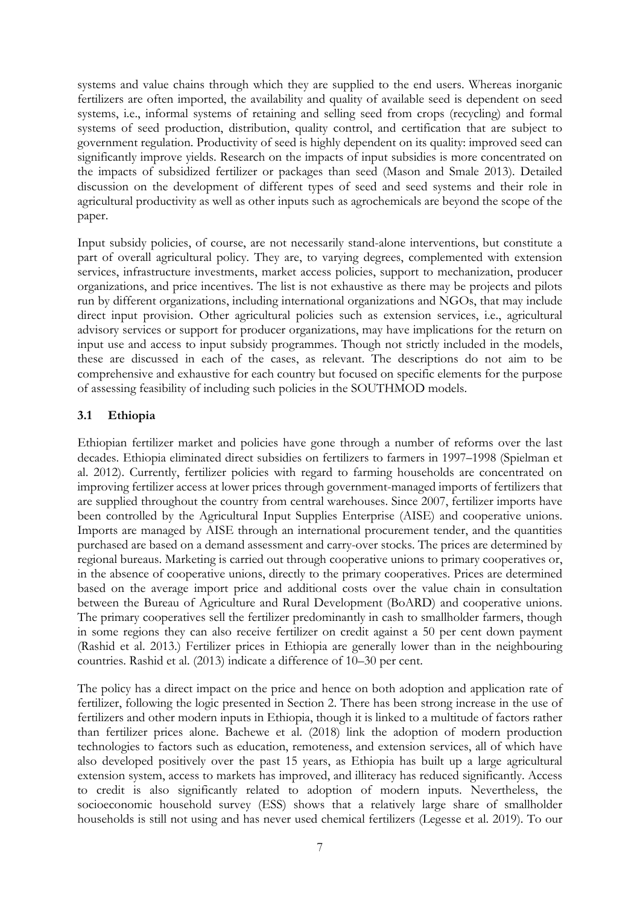systems and value chains through which they are supplied to the end users. Whereas inorganic fertilizers are often imported, the availability and quality of available seed is dependent on seed systems, i.e., informal systems of retaining and selling seed from crops (recycling) and formal systems of seed production, distribution, quality control, and certification that are subject to government regulation. Productivity of seed is highly dependent on its quality: improved seed can significantly improve yields. Research on the impacts of input subsidies is more concentrated on the impacts of subsidized fertilizer or packages than seed (Mason and Smale 2013). Detailed discussion on the development of different types of seed and seed systems and their role in agricultural productivity as well as other inputs such as agrochemicals are beyond the scope of the paper.

Input subsidy policies, of course, are not necessarily stand-alone interventions, but constitute a part of overall agricultural policy. They are, to varying degrees, complemented with extension services, infrastructure investments, market access policies, support to mechanization, producer organizations, and price incentives. The list is not exhaustive as there may be projects and pilots run by different organizations, including international organizations and NGOs, that may include direct input provision. Other agricultural policies such as extension services, i.e., agricultural advisory services or support for producer organizations, may have implications for the return on input use and access to input subsidy programmes. Though not strictly included in the models, these are discussed in each of the cases, as relevant. The descriptions do not aim to be comprehensive and exhaustive for each country but focused on specific elements for the purpose of assessing feasibility of including such policies in the SOUTHMOD models.

### 3.1 Ethiopia

Ethiopian fertilizer market and policies have gone through a number of reforms over the last decades. Ethiopia eliminated direct subsidies on fertilizers to farmers in 1997–1998 (Spielman et al. 2012). Currently, fertilizer policies with regard to farming households are concentrated on improving fertilizer access at lower prices through government-managed imports of fertilizers that are supplied throughout the country from central warehouses. Since 2007, fertilizer imports have been controlled by the Agricultural Input Supplies Enterprise (AISE) and cooperative unions. Imports are managed by AISE through an international procurement tender, and the quantities purchased are based on a demand assessment and carry-over stocks. The prices are determined by regional bureaus. Marketing is carried out through cooperative unions to primary cooperatives or, in the absence of cooperative unions, directly to the primary cooperatives. Prices are determined based on the average import price and additional costs over the value chain in consultation between the Bureau of Agriculture and Rural Development (BoARD) and cooperative unions. The primary cooperatives sell the fertilizer predominantly in cash to smallholder farmers, though in some regions they can also receive fertilizer on credit against a 50 per cent down payment (Rashid et al. 2013.) Fertilizer prices in Ethiopia are generally lower than in the neighbouring countries. Rashid et al. (2013) indicate a difference of 10–30 per cent.

The policy has a direct impact on the price and hence on both adoption and application rate of fertilizer, following the logic presented in Section 2. There has been strong increase in the use of fertilizers and other modern inputs in Ethiopia, though it is linked to a multitude of factors rather than fertilizer prices alone. Bachewe et al. (2018) link the adoption of modern production technologies to factors such as education, remoteness, and extension services, all of which have also developed positively over the past 15 years, as Ethiopia has built up a large agricultural extension system, access to markets has improved, and illiteracy has reduced significantly. Access to credit is also significantly related to adoption of modern inputs. Nevertheless, the socioeconomic household survey (ESS) shows that a relatively large share of smallholder households is still not using and has never used chemical fertilizers (Legesse et al. 2019). To our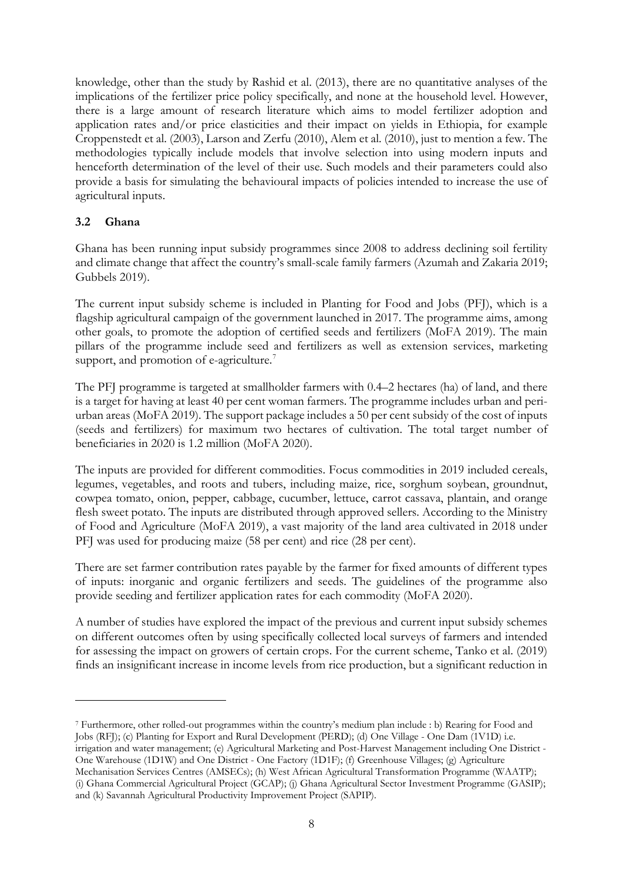knowledge, other than the study by Rashid et al. (2013), there are no quantitative analyses of the implications of the fertilizer price policy specifically, and none at the household level. However, there is a large amount of research literature which aims to model fertilizer adoption and application rates and/or price elasticities and their impact on yields in Ethiopia, for example Croppenstedt et al. (2003), Larson and Zerfu (2010), Alem et al. (2010), just to mention a few. The methodologies typically include models that involve selection into using modern inputs and henceforth determination of the level of their use. Such models and their parameters could also provide a basis for simulating the behavioural impacts of policies intended to increase the use of agricultural inputs.

### 3.2 Ghana

Ghana has been running input subsidy programmes since 2008 to address declining soil fertility and climate change that affect the country's small-scale family farmers (Azumah and Zakaria 2019; Gubbels 2019).

The current input subsidy scheme is included in Planting for Food and Jobs (PFJ), which is a flagship agricultural campaign of the government launched in 2017. The programme aims, among other goals, to promote the adoption of certified seeds and fertilizers (MoFA 2019). The main pillars of the programme include seed and fertilizers as well as extension services, marketing support, and promotion of e-agriculture.[7]

The PFJ programme is targeted at smallholder farmers with 0.4–2 hectares (ha) of land, and there is a target for having at least 40 per cent woman farmers. The programme includes urban and peri-urban areas (MoFA 2019). The support package includes a 50 per cent subsidy of the cost of inputs (seeds and fertilizers) for maximum two hectares of cultivation. The total target number of beneficiaries in 2020 is 1.2 million (MoFA 2020).

The inputs are provided for different commodities. Focus commodities in 2019 included cereals, legumes, vegetables, and roots and tubers, including maize, rice, sorghum soybean, groundnut, cowpea tomato, onion, pepper, cabbage, cucumber, lettuce, carrot cassava, plantain, and orange flesh sweet potato. The inputs are distributed through approved sellers. According to the Ministry of Food and Agriculture (MoFA 2019), a vast majority of the land area cultivated in 2018 under PFJ was used for producing maize (58 per cent) and rice (28 per cent).

There are set farmer contribution rates payable by the farmer for fixed amounts of different types of inputs: inorganic and organic fertilizers and seeds. The guidelines of the programme also provide seeding and fertilizer application rates for each commodity (MoFA 2020).

A number of studies have explored the impact of the previous and current input subsidy schemes on different outcomes often by using specifically collected local surveys of farmers and intended for assessing the impact on growers of certain crops. For the current scheme, Tanko et al. (2019) finds an insignificant increase in income levels from rice production, but a significant reduction in

---

[7] Furthermore, other rolled-out programmes within the country's medium plan include : b) Rearing for Food and Jobs (RFJ); (c) Planting for Export and Rural Development (PERD); (d) One Village - One Dam (1V1D) i.e. irrigation and water management; (e) Agricultural Marketing and Post-Harvest Management including One District - One Warehouse (1D1W) and One District - One Factory (1D1F); (f) Greenhouse Villages; (g) Agriculture Mechanisation Services Centres (AMSECs); (h) West African Agricultural Transformation Programme (WAATP); (i) Ghana Commercial Agricultural Project (GCAP); (j) Ghana Agricultural Sector Investment Programme (GASIP); and (k) Savannah Agricultural Productivity Improvement Project (SAPIP).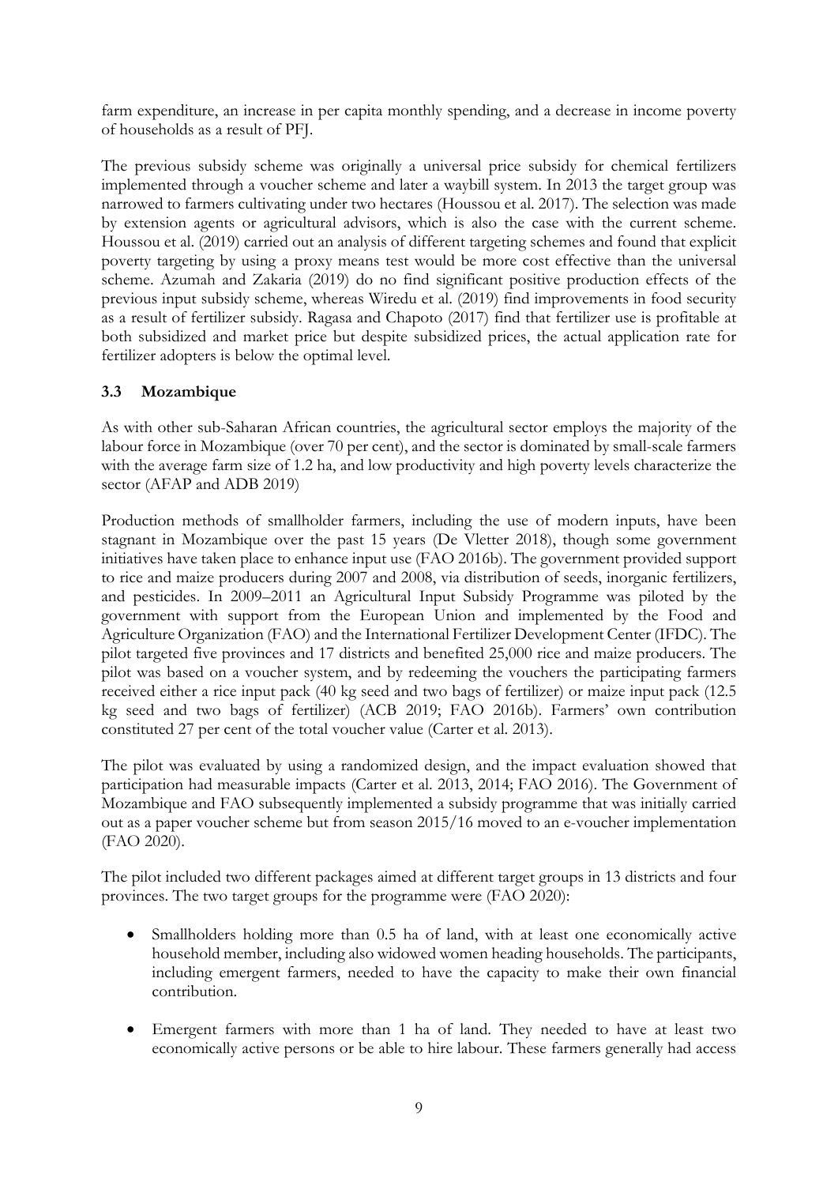farm expenditure, an increase in per capita monthly spending, and a decrease in income poverty of households as a result of PFJ.

The previous subsidy scheme was originally a universal price subsidy for chemical fertilizers implemented through a voucher scheme and later a waybill system. In 2013 the target group was narrowed to farmers cultivating under two hectares (Houssou et al. 2017). The selection was made by extension agents or agricultural advisors, which is also the case with the current scheme. Houssou et al. (2019) carried out an analysis of different targeting schemes and found that explicit poverty targeting by using a proxy means test would be more cost effective than the universal scheme. Azumah and Zakaria (2019) do no find significant positive production effects of the previous input subsidy scheme, whereas Wiredu et al. (2019) find improvements in food security as a result of fertilizer subsidy. Ragasa and Chapoto (2017) find that fertilizer use is profitable at both subsidized and market price but despite subsidized prices, the actual application rate for fertilizer adopters is below the optimal level.

### 3.3 Mozambique

As with other sub-Saharan African countries, the agricultural sector employs the majority of the labour force in Mozambique (over 70 per cent), and the sector is dominated by small-scale farmers with the average farm size of 1.2 ha, and low productivity and high poverty levels characterize the sector (AFAP and ADB 2019)

Production methods of smallholder farmers, including the use of modern inputs, have been stagnant in Mozambique over the past 15 years (De Vletter 2018), though some government initiatives have taken place to enhance input use (FAO 2016b). The government provided support to rice and maize producers during 2007 and 2008, via distribution of seeds, inorganic fertilizers, and pesticides. In 2009–2011 an Agricultural Input Subsidy Programme was piloted by the government with support from the European Union and implemented by the Food and Agriculture Organization (FAO) and the International Fertilizer Development Center (IFDC). The pilot targeted five provinces and 17 districts and benefited 25,000 rice and maize producers. The pilot was based on a voucher system, and by redeeming the vouchers the participating farmers received either a rice input pack (40 kg seed and two bags of fertilizer) or maize input pack (12.5 kg seed and two bags of fertilizer) (ACB 2019; FAO 2016b). Farmers' own contribution constituted 27 per cent of the total voucher value (Carter et al. 2013).

The pilot was evaluated by using a randomized design, and the impact evaluation showed that participation had measurable impacts (Carter et al. 2013, 2014; FAO 2016). The Government of Mozambique and FAO subsequently implemented a subsidy programme that was initially carried out as a paper voucher scheme but from season 2015/16 moved to an e-voucher implementation (FAO 2020).

The pilot included two different packages aimed at different target groups in 13 districts and four provinces. The two target groups for the programme were (FAO 2020):

- Smallholders holding more than 0.5 ha of land, with at least one economically active household member, including also widowed women heading households. The participants, including emergent farmers, needed to have the capacity to make their own financial contribution.
- Emergent farmers with more than 1 ha of land. They needed to have at least two economically active persons or be able to hire labour. These farmers generally had access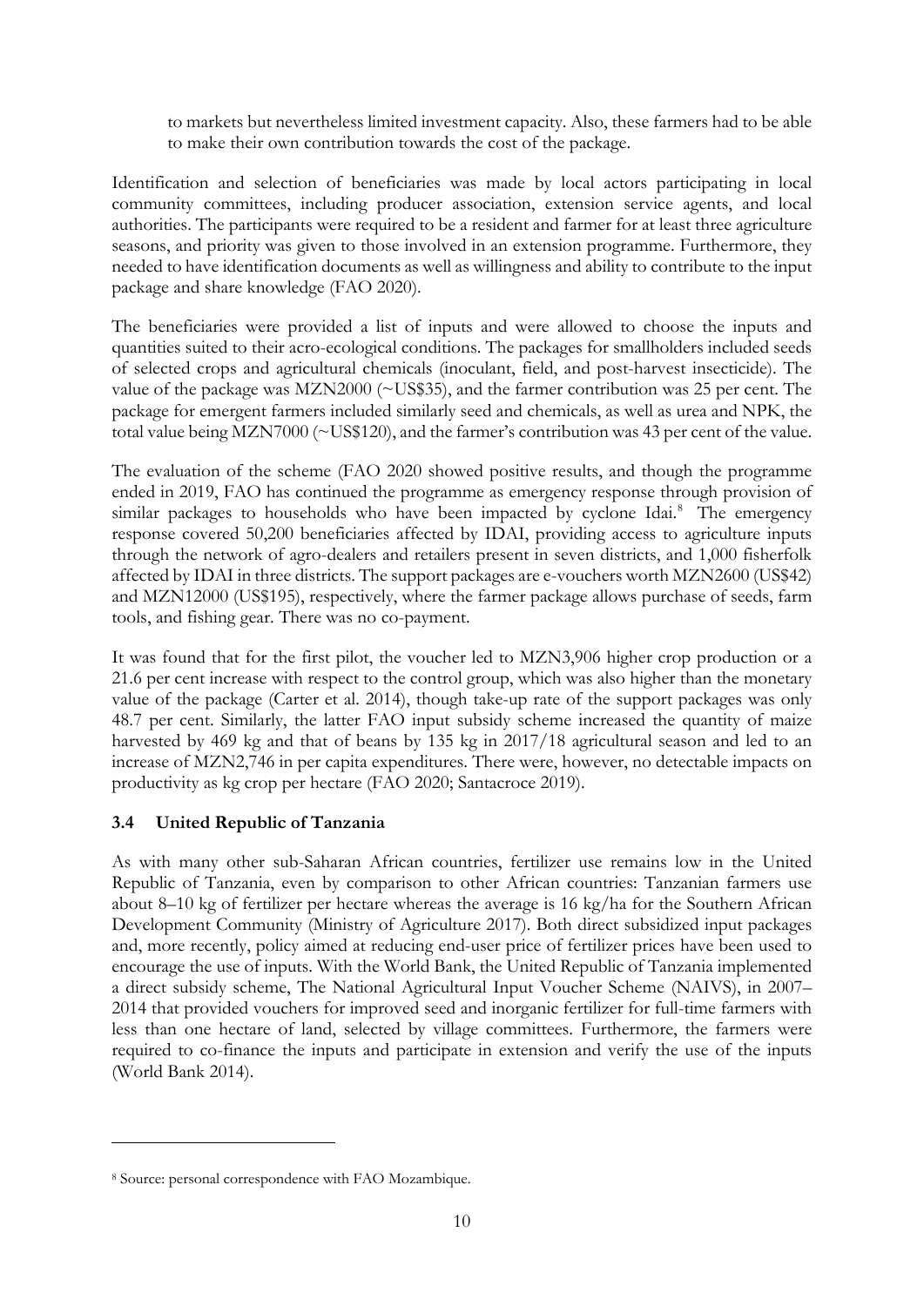to markets but nevertheless limited investment capacity. Also, these farmers had to be able to make their own contribution towards the cost of the package.

Identification and selection of beneficiaries was made by local actors participating in local community committees, including producer association, extension service agents, and local authorities. The participants were required to be a resident and farmer for at least three agriculture seasons, and priority was given to those involved in an extension programme. Furthermore, they needed to have identification documents as well as willingness and ability to contribute to the input package and share knowledge (FAO 2020).

The beneficiaries were provided a list of inputs and were allowed to choose the inputs and quantities suited to their acro-ecological conditions. The packages for smallholders included seeds of selected crops and agricultural chemicals (inoculant, field, and post-harvest insecticide). The value of the package was MZN2000 (~US$35), and the farmer contribution was 25 per cent. The package for emergent farmers included similarly seed and chemicals, as well as urea and NPK, the total value being MZN7000 (~US$120), and the farmer's contribution was 43 per cent of the value.

The evaluation of the scheme (FAO 2020 showed positive results, and though the programme ended in 2019, FAO has continued the programme as emergency response through provision of similar packages to households who have been impacted by cyclone Idai.[8] The emergency response covered 50,200 beneficiaries affected by IDAI, providing access to agriculture inputs through the network of agro-dealers and retailers present in seven districts, and 1,000 fisherfolk affected by IDAI in three districts. The support packages are e-vouchers worth MZN2600 (US$42) and MZN12000 (US$195), respectively, where the farmer package allows purchase of seeds, farm tools, and fishing gear. There was no co-payment.

It was found that for the first pilot, the voucher led to MZN3,906 higher crop production or a 21.6 per cent increase with respect to the control group, which was also higher than the monetary value of the package (Carter et al. 2014), though take-up rate of the support packages was only 48.7 per cent. Similarly, the latter FAO input subsidy scheme increased the quantity of maize harvested by 469 kg and that of beans by 135 kg in 2017/18 agricultural season and led to an increase of MZN2,746 in per capita expenditures. There were, however, no detectable impacts on productivity as kg crop per hectare (FAO 2020; Santacroce 2019).

### 3.4 United Republic of Tanzania

As with many other sub-Saharan African countries, fertilizer use remains low in the United Republic of Tanzania, even by comparison to other African countries: Tanzanian farmers use about 8–10 kg of fertilizer per hectare whereas the average is 16 kg/ha for the Southern African Development Community (Ministry of Agriculture 2017). Both direct subsidized input packages and, more recently, policy aimed at reducing end-user price of fertilizer prices have been used to encourage the use of inputs. With the World Bank, the United Republic of Tanzania implemented a direct subsidy scheme, The National Agricultural Input Voucher Scheme (NAIVS), in 2007–2014 that provided vouchers for improved seed and inorganic fertilizer for full-time farmers with less than one hectare of land, selected by village committees. Furthermore, the farmers were required to co-finance the inputs and participate in extension and verify the use of the inputs (World Bank 2014).

[8] Source: personal correspondence with FAO Mozambique.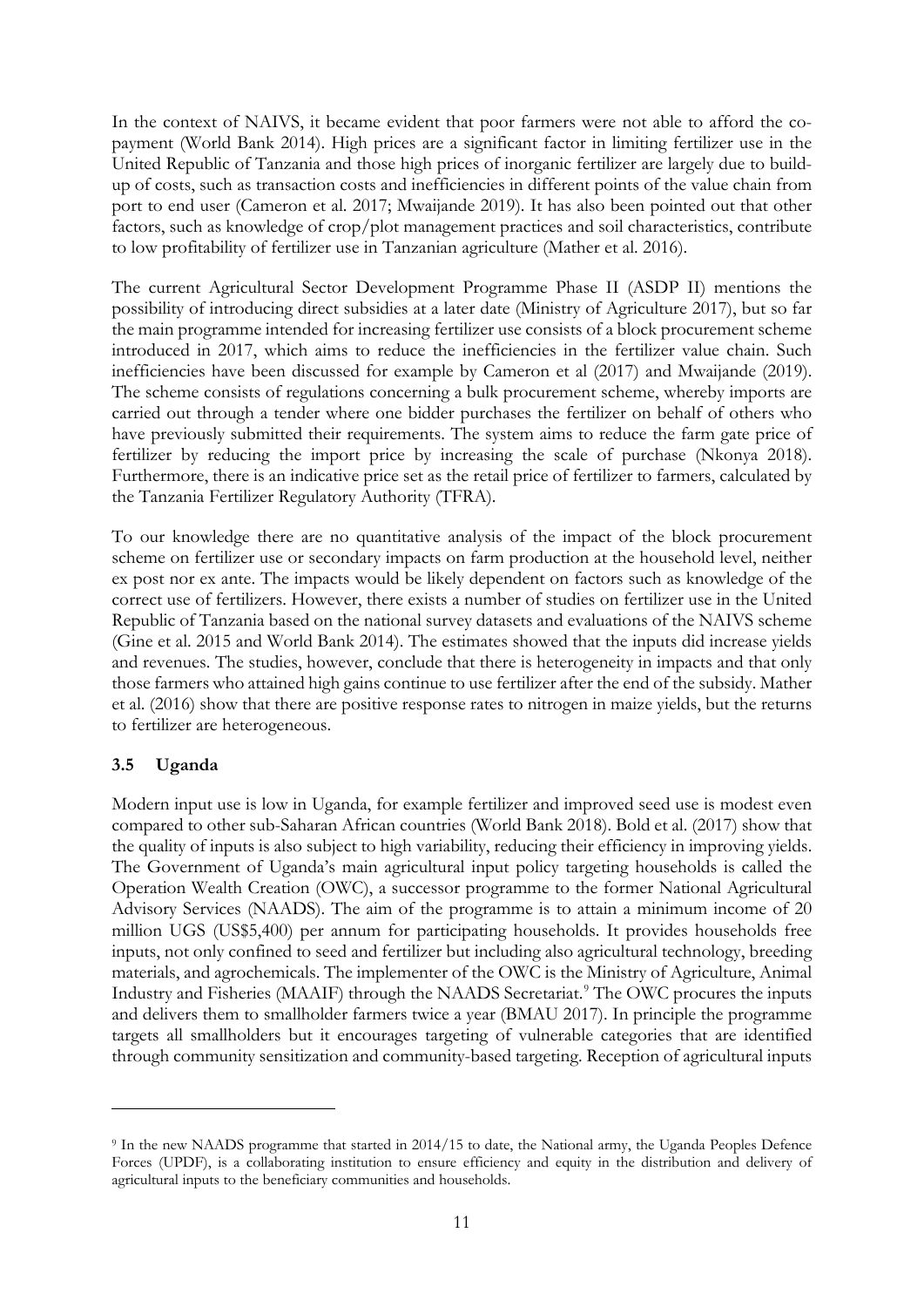In the context of NAIVS, it became evident that poor farmers were not able to afford the co-payment (World Bank 2014). High prices are a significant factor in limiting fertilizer use in the United Republic of Tanzania and those high prices of inorganic fertilizer are largely due to build-up of costs, such as transaction costs and inefficiencies in different points of the value chain from port to end user (Cameron et al. 2017; Mwaijande 2019). It has also been pointed out that other factors, such as knowledge of crop/plot management practices and soil characteristics, contribute to low profitability of fertilizer use in Tanzanian agriculture (Mather et al. 2016).

The current Agricultural Sector Development Programme Phase II (ASDP II) mentions the possibility of introducing direct subsidies at a later date (Ministry of Agriculture 2017), but so far the main programme intended for increasing fertilizer use consists of a block procurement scheme introduced in 2017, which aims to reduce the inefficiencies in the fertilizer value chain. Such inefficiencies have been discussed for example by Cameron et al (2017) and Mwaijande (2019). The scheme consists of regulations concerning a bulk procurement scheme, whereby imports are carried out through a tender where one bidder purchases the fertilizer on behalf of others who have previously submitted their requirements. The system aims to reduce the farm gate price of fertilizer by reducing the import price by increasing the scale of purchase (Nkonya 2018). Furthermore, there is an indicative price set as the retail price of fertilizer to farmers, calculated by the Tanzania Fertilizer Regulatory Authority (TFRA).

To our knowledge there are no quantitative analysis of the impact of the block procurement scheme on fertilizer use or secondary impacts on farm production at the household level, neither ex post nor ex ante. The impacts would be likely dependent on factors such as knowledge of the correct use of fertilizers. However, there exists a number of studies on fertilizer use in the United Republic of Tanzania based on the national survey datasets and evaluations of the NAIVS scheme (Gine et al. 2015 and World Bank 2014). The estimates showed that the inputs did increase yields and revenues. The studies, however, conclude that there is heterogeneity in impacts and that only those farmers who attained high gains continue to use fertilizer after the end of the subsidy. Mather et al. (2016) show that there are positive response rates to nitrogen in maize yields, but the returns to fertilizer are heterogeneous.

### 3.5 Uganda

Modern input use is low in Uganda, for example fertilizer and improved seed use is modest even compared to other sub-Saharan African countries (World Bank 2018). Bold et al. (2017) show that the quality of inputs is also subject to high variability, reducing their efficiency in improving yields. The Government of Uganda's main agricultural input policy targeting households is called the Operation Wealth Creation (OWC), a successor programme to the former National Agricultural Advisory Services (NAADS). The aim of the programme is to attain a minimum income of 20 million UGS (US$5,400) per annum for participating households. It provides households free inputs, not only confined to seed and fertilizer but including also agricultural technology, breeding materials, and agrochemicals. The implementer of the OWC is the Ministry of Agriculture, Animal Industry and Fisheries (MAAIF) through the NAADS Secretariat.[9] The OWC procures the inputs and delivers them to smallholder farmers twice a year (BMAU 2017). In principle the programme targets all smallholders but it encourages targeting of vulnerable categories that are identified through community sensitization and community-based targeting. Reception of agricultural inputs

[9] In the new NAADS programme that started in 2014/15 to date, the National army, the Uganda Peoples Defence Forces (UPDF), is a collaborating institution to ensure efficiency and equity in the distribution and delivery of agricultural inputs to the beneficiary communities and households.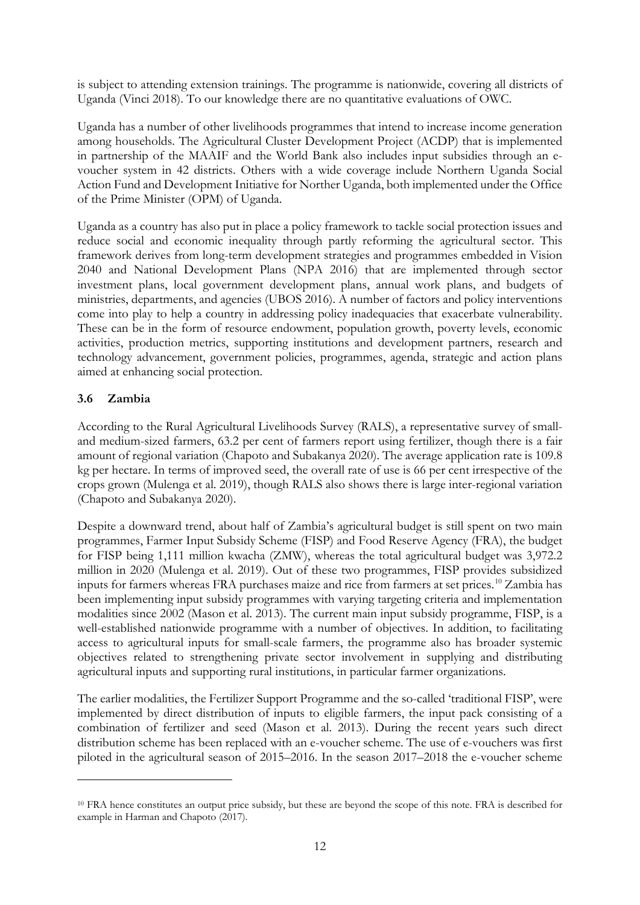is subject to attending extension trainings. The programme is nationwide, covering all districts of Uganda (Vinci 2018). To our knowledge there are no quantitative evaluations of OWC.

Uganda has a number of other livelihoods programmes that intend to increase income generation among households. The Agricultural Cluster Development Project (ACDP) that is implemented in partnership of the MAAIF and the World Bank also includes input subsidies through an e-voucher system in 42 districts. Others with a wide coverage include Northern Uganda Social Action Fund and Development Initiative for Norther Uganda, both implemented under the Office of the Prime Minister (OPM) of Uganda.

Uganda as a country has also put in place a policy framework to tackle social protection issues and reduce social and economic inequality through partly reforming the agricultural sector. This framework derives from long-term development strategies and programmes embedded in Vision 2040 and National Development Plans (NPA 2016) that are implemented through sector investment plans, local government development plans, annual work plans, and budgets of ministries, departments, and agencies (UBOS 2016). A number of factors and policy interventions come into play to help a country in addressing policy inadequacies that exacerbate vulnerability. These can be in the form of resource endowment, population growth, poverty levels, economic activities, production metrics, supporting institutions and development partners, research and technology advancement, government policies, programmes, agenda, strategic and action plans aimed at enhancing social protection.

### 3.6 Zambia

According to the Rural Agricultural Livelihoods Survey (RALS), a representative survey of small- and medium-sized farmers, 63.2 per cent of farmers report using fertilizer, though there is a fair amount of regional variation (Chapoto and Subakanya 2020). The average application rate is 109.8 kg per hectare. In terms of improved seed, the overall rate of use is 66 per cent irrespective of the crops grown (Mulenga et al. 2019), though RALS also shows there is large inter-regional variation (Chapoto and Subakanya 2020).

Despite a downward trend, about half of Zambia's agricultural budget is still spent on two main programmes, Farmer Input Subsidy Scheme (FISP) and Food Reserve Agency (FRA), the budget for FISP being 1,111 million kwacha (ZMW), whereas the total agricultural budget was 3,972.2 million in 2020 (Mulenga et al. 2019). Out of these two programmes, FISP provides subsidized inputs for farmers whereas FRA purchases maize and rice from farmers at set prices.[10] Zambia has been implementing input subsidy programmes with varying targeting criteria and implementation modalities since 2002 (Mason et al. 2013). The current main input subsidy programme, FISP, is a well-established nationwide programme with a number of objectives. In addition, to facilitating access to agricultural inputs for small-scale farmers, the programme also has broader systemic objectives related to strengthening private sector involvement in supplying and distributing agricultural inputs and supporting rural institutions, in particular farmer organizations.

The earlier modalities, the Fertilizer Support Programme and the so-called 'traditional FISP', were implemented by direct distribution of inputs to eligible farmers, the input pack consisting of a combination of fertilizer and seed (Mason et al. 2013). During the recent years such direct distribution scheme has been replaced with an e-voucher scheme. The use of e-vouchers was first piloted in the agricultural season of 2015–2016. In the season 2017–2018 the e-voucher scheme

[10] FRA hence constitutes an output price subsidy, but these are beyond the scope of this note. FRA is described for example in Harman and Chapoto (2017).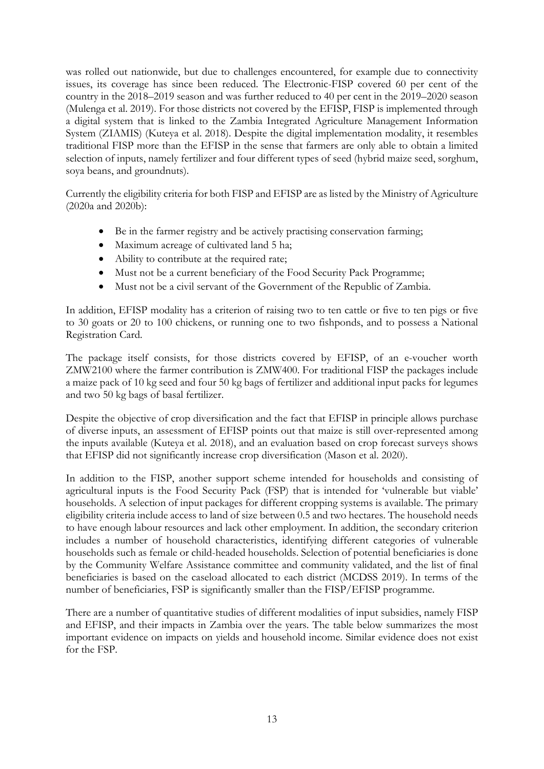was rolled out nationwide, but due to challenges encountered, for example due to connectivity issues, its coverage has since been reduced. The Electronic-FISP covered 60 per cent of the country in the 2018–2019 season and was further reduced to 40 per cent in the 2019–2020 season (Mulenga et al. 2019). For those districts not covered by the EFISP, FISP is implemented through a digital system that is linked to the Zambia Integrated Agriculture Management Information System (ZIAMIS) (Kuteya et al. 2018). Despite the digital implementation modality, it resembles traditional FISP more than the EFISP in the sense that farmers are only able to obtain a limited selection of inputs, namely fertilizer and four different types of seed (hybrid maize seed, sorghum, soya beans, and groundnuts).

Currently the eligibility criteria for both FISP and EFISP are as listed by the Ministry of Agriculture (2020a and 2020b):

- Be in the farmer registry and be actively practising conservation farming;
- Maximum acreage of cultivated land 5 ha;
- Ability to contribute at the required rate;
- Must not be a current beneficiary of the Food Security Pack Programme;
- Must not be a civil servant of the Government of the Republic of Zambia.

In addition, EFISP modality has a criterion of raising two to ten cattle or five to ten pigs or five to 30 goats or 20 to 100 chickens, or running one to two fishponds, and to possess a National Registration Card.

The package itself consists, for those districts covered by EFISP, of an e-voucher worth ZMW2100 where the farmer contribution is ZMW400. For traditional FISP the packages include a maize pack of 10 kg seed and four 50 kg bags of fertilizer and additional input packs for legumes and two 50 kg bags of basal fertilizer.

Despite the objective of crop diversification and the fact that EFISP in principle allows purchase of diverse inputs, an assessment of EFISP points out that maize is still over-represented among the inputs available (Kuteya et al. 2018), and an evaluation based on crop forecast surveys shows that EFISP did not significantly increase crop diversification (Mason et al. 2020).

In addition to the FISP, another support scheme intended for households and consisting of agricultural inputs is the Food Security Pack (FSP) that is intended for 'vulnerable but viable' households. A selection of input packages for different cropping systems is available. The primary eligibility criteria include access to land of size between 0.5 and two hectares. The household needs to have enough labour resources and lack other employment. In addition, the secondary criterion includes a number of household characteristics, identifying different categories of vulnerable households such as female or child-headed households. Selection of potential beneficiaries is done by the Community Welfare Assistance committee and community validated, and the list of final beneficiaries is based on the caseload allocated to each district (MCDSS 2019). In terms of the number of beneficiaries, FSP is significantly smaller than the FISP/EFISP programme.

There are a number of quantitative studies of different modalities of input subsidies, namely FISP and EFISP, and their impacts in Zambia over the years. The table below summarizes the most important evidence on impacts on yields and household income. Similar evidence does not exist for the FSP.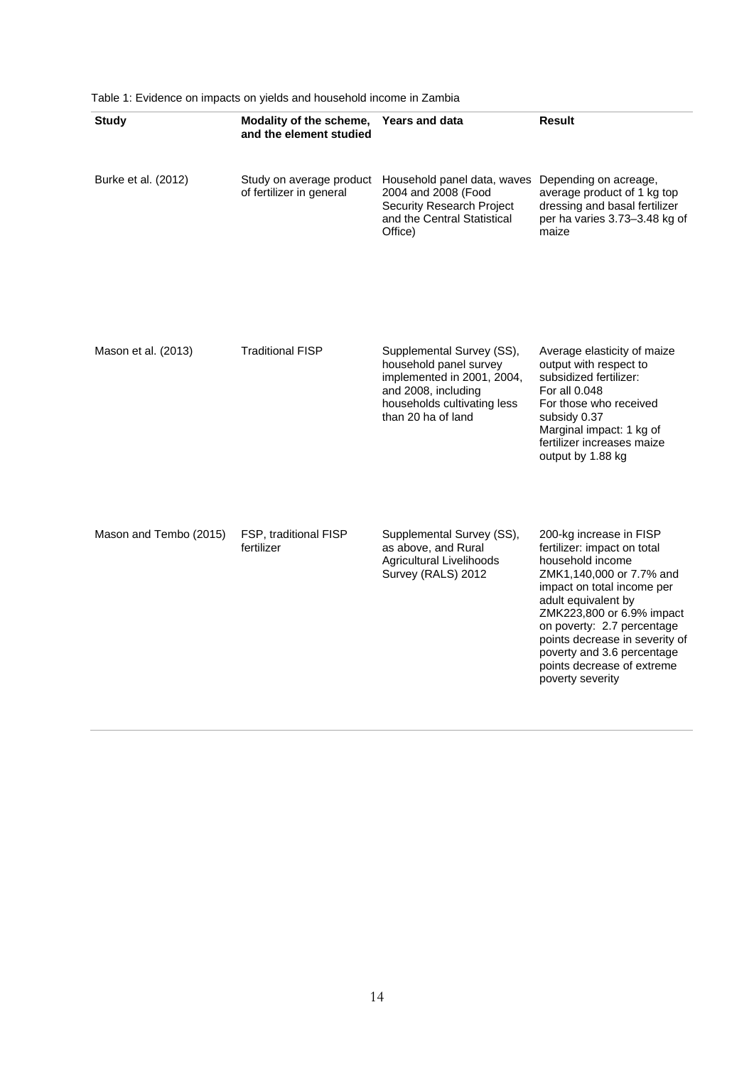Table 1: Evidence on impacts on yields and household income in Zambia

| Study | Modality of the scheme, and the element studied | Years and data | Result |
| --- | --- | --- | --- |
| Burke et al. (2012) | Study on average product of fertilizer in general | Household panel data, waves 2004 and 2008 (Food Security Research Project and the Central Statistical Office) | Depending on acreage, average product of 1 kg top dressing and basal fertilizer per ha varies 3.73–3.48 kg of maize |
| Mason et al. (2013) | Traditional FISP | Supplemental Survey (SS), household panel survey implemented in 2001, 2004, and 2008, including households cultivating less than 20 ha of land | Average elasticity of maize output with respect to subsidized fertilizer: For all 0.048 For those who received subsidy 0.37 Marginal impact: 1 kg of fertilizer increases maize output by 1.88 kg |
| Mason and Tembo (2015) | FSP, traditional FISP fertilizer | Supplemental Survey (SS), as above, and Rural Agricultural Livelihoods Survey (RALS) 2012 | 200-kg increase in FISP fertilizer: impact on total household income ZMK1,140,000 or 7.7% and impact on total income per adult equivalent by ZMK223,800 or 6.9% impact on poverty: 2.7 percentage points decrease in severity of poverty and 3.6 percentage points decrease of extreme poverty severity |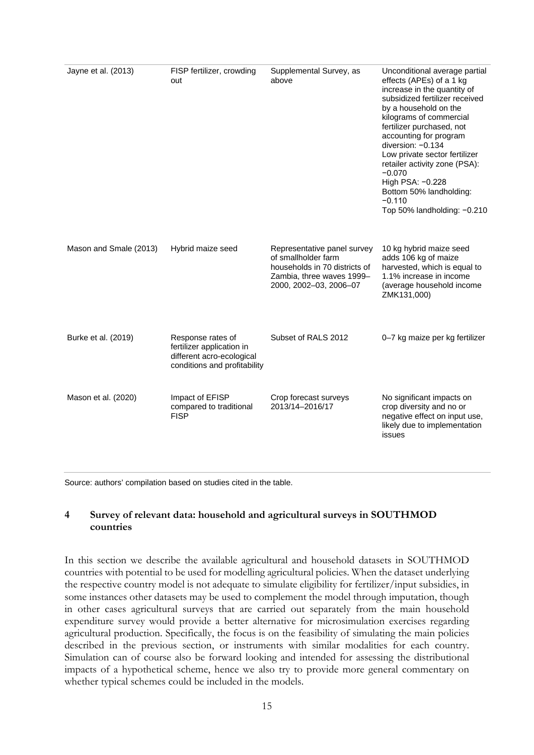| | | | |
|---|---|---|---|
| Jayne et al. (2013) | FISP fertilizer, crowding out | Supplemental Survey, as above | Unconditional average partial effects (APEs) of a 1 kg increase in the quantity of subsidized fertilizer received by a household on the kilograms of commercial fertilizer purchased, not accounting for program diversion: −0.134<br>Low private sector fertilizer retailer activity zone (PSA): −0.070<br>High PSA: −0.228<br>Bottom 50% landholding: −0.110<br>Top 50% landholding: −0.210 |
| Mason and Smale (2013) | Hybrid maize seed | Representative panel survey of smallholder farm households in 70 districts of Zambia, three waves 1999–2000, 2002–03, 2006–07 | 10 kg hybrid maize seed adds 106 kg of maize harvested, which is equal to 1.1% increase in income (average household income ZMK131,000) |
| Burke et al. (2019) | Response rates of fertilizer application in different acro-ecological conditions and profitability | Subset of RALS 2012 | 0–7 kg maize per kg fertilizer |
| Mason et al. (2020) | Impact of EFISP compared to traditional FISP | Crop forecast surveys 2013/14–2016/17 | No significant impacts on crop diversity and no or negative effect on input use, likely due to implementation issues |

Source: authors' compilation based on studies cited in the table.

## 4 Survey of relevant data: household and agricultural surveys in SOUTHMOD countries

In this section we describe the available agricultural and household datasets in SOUTHMOD countries with potential to be used for modelling agricultural policies. When the dataset underlying the respective country model is not adequate to simulate eligibility for fertilizer/input subsidies, in some instances other datasets may be used to complement the model through imputation, though in other cases agricultural surveys that are carried out separately from the main household expenditure survey would provide a better alternative for microsimulation exercises regarding agricultural production. Specifically, the focus is on the feasibility of simulating the main policies described in the previous section, or instruments with similar modalities for each country. Simulation can of course also be forward looking and intended for assessing the distributional impacts of a hypothetical scheme, hence we also try to provide more general commentary on whether typical schemes could be included in the models.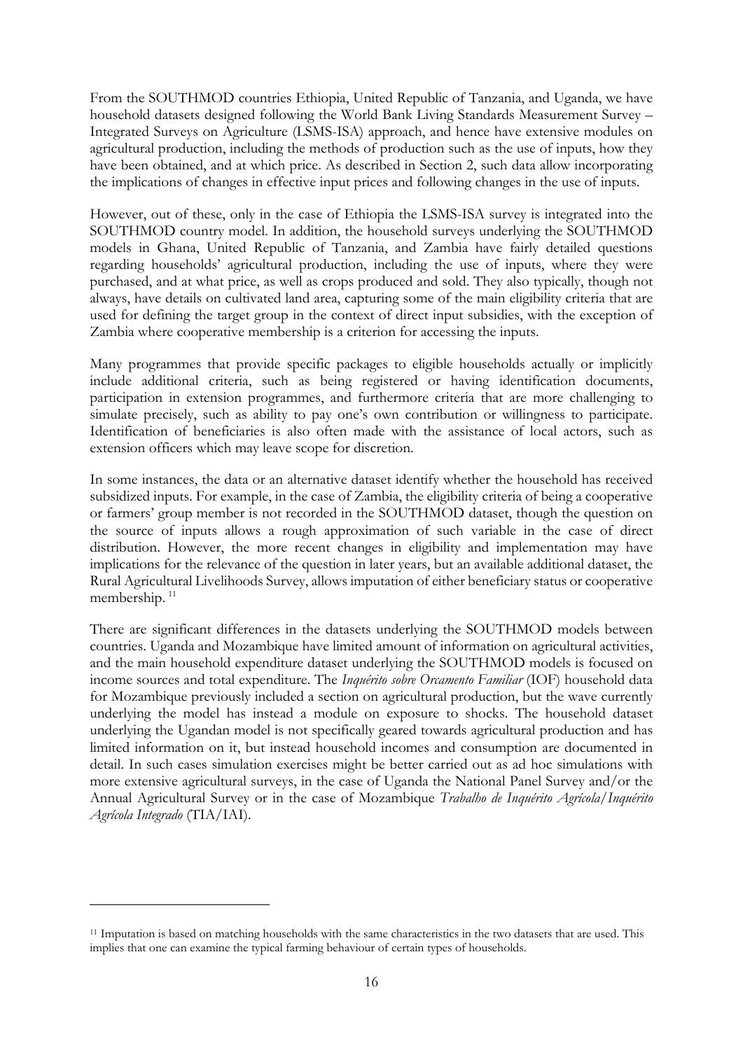From the SOUTHMOD countries Ethiopia, United Republic of Tanzania, and Uganda, we have household datasets designed following the World Bank Living Standards Measurement Survey – Integrated Surveys on Agriculture (LSMS-ISA) approach, and hence have extensive modules on agricultural production, including the methods of production such as the use of inputs, how they have been obtained, and at which price. As described in Section 2, such data allow incorporating the implications of changes in effective input prices and following changes in the use of inputs.

However, out of these, only in the case of Ethiopia the LSMS-ISA survey is integrated into the SOUTHMOD country model. In addition, the household surveys underlying the SOUTHMOD models in Ghana, United Republic of Tanzania, and Zambia have fairly detailed questions regarding households' agricultural production, including the use of inputs, where they were purchased, and at what price, as well as crops produced and sold. They also typically, though not always, have details on cultivated land area, capturing some of the main eligibility criteria that are used for defining the target group in the context of direct input subsidies, with the exception of Zambia where cooperative membership is a criterion for accessing the inputs.

Many programmes that provide specific packages to eligible households actually or implicitly include additional criteria, such as being registered or having identification documents, participation in extension programmes, and furthermore criteria that are more challenging to simulate precisely, such as ability to pay one's own contribution or willingness to participate. Identification of beneficiaries is also often made with the assistance of local actors, such as extension officers which may leave scope for discretion.

In some instances, the data or an alternative dataset identify whether the household has received subsidized inputs. For example, in the case of Zambia, the eligibility criteria of being a cooperative or farmers' group member is not recorded in the SOUTHMOD dataset, though the question on the source of inputs allows a rough approximation of such variable in the case of direct distribution. However, the more recent changes in eligibility and implementation may have implications for the relevance of the question in later years, but an available additional dataset, the Rural Agricultural Livelihoods Survey, allows imputation of either beneficiary status or cooperative membership. [11]

There are significant differences in the datasets underlying the SOUTHMOD models between countries. Uganda and Mozambique have limited amount of information on agricultural activities, and the main household expenditure dataset underlying the SOUTHMOD models is focused on income sources and total expenditure. The *Inquérito sobre Orcamento Familiar* (IOF) household data for Mozambique previously included a section on agricultural production, but the wave currently underlying the model has instead a module on exposure to shocks. The household dataset underlying the Ugandan model is not specifically geared towards agricultural production and has limited information on it, but instead household incomes and consumption are documented in detail. In such cases simulation exercises might be better carried out as ad hoc simulations with more extensive agricultural surveys, in the case of Uganda the National Panel Survey and/or the Annual Agricultural Survey or in the case of Mozambique *Trabalho de Inquérito Agrícola/Inquérito Agrícola Integrado* (TIA/IAI).

[11] Imputation is based on matching households with the same characteristics in the two datasets that are used. This implies that one can examine the typical farming behaviour of certain types of households.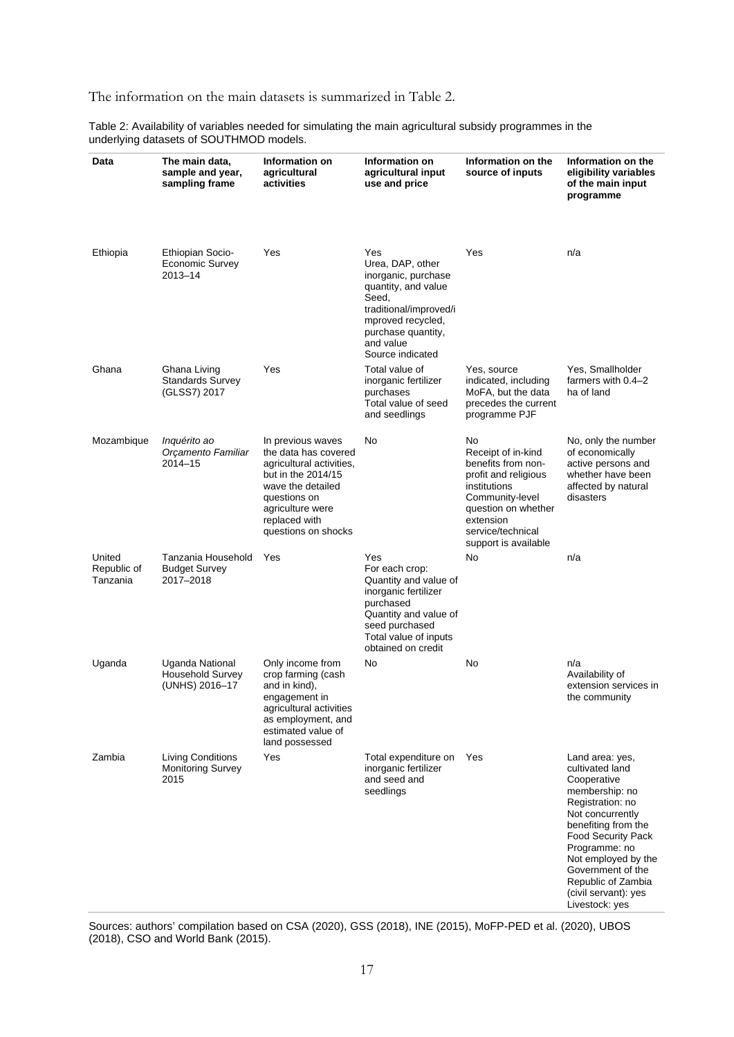The information on the main datasets is summarized in Table 2.

Table 2: Availability of variables needed for simulating the main agricultural subsidy programmes in the underlying datasets of SOUTHMOD models.

| Data | The main data, sample and year, sampling frame | Information on agricultural activities | Information on agricultural input use and price | Information on the source of inputs | Information on the eligibility variables of the main input programme |
|---|---|---|---|---|---|
| Ethiopia | Ethiopian Socio-Economic Survey 2013–14 | Yes | Yes<br>Urea, DAP, other inorganic, purchase quantity, and value<br>Seed, traditional/improved/improved recycled, purchase quantity, and value<br>Source indicated | Yes | n/a |
| Ghana | Ghana Living Standards Survey (GLSS7) 2017 | Yes | Total value of inorganic fertilizer purchases<br>Total value of seed and seedlings | Yes, source indicated, including MoFA, but the data precedes the current programme PJF | Yes, Smallholder farmers with 0.4–2 ha of land |
| Mozambique | *Inquérito ao Orçamento Familiar* 2014–15 | In previous waves the data has covered agricultural activities, but in the 2014/15 wave the detailed questions on agriculture were replaced with questions on shocks | No | No<br>Receipt of in-kind benefits from non-profit and religious institutions<br>Community-level question on whether extension service/technical support is available | No, only the number of economically active persons and whether have been affected by natural disasters |
| United Republic of Tanzania | Tanzania Household Budget Survey 2017–2018 | Yes | Yes<br>For each crop:<br>Quantity and value of inorganic fertilizer purchased<br>Quantity and value of seed purchased<br>Total value of inputs obtained on credit | No | n/a |
| Uganda | Uganda National Household Survey (UNHS) 2016–17 | Only income from crop farming (cash and in kind), engagement in agricultural activities as employment, and estimated value of land possessed | No | No | n/a<br>Availability of extension services in the community |
| Zambia | Living Conditions Monitoring Survey 2015 | Yes | Total expenditure on inorganic fertilizer and seed and seedlings | Yes | Land area: yes, cultivated land<br>Cooperative membership: no<br>Registration: no<br>Not concurrently benefiting from the Food Security Pack Programme: no<br>Not employed by the Government of the Republic of Zambia (civil servant): yes<br>Livestock: yes |

Sources: authors' compilation based on CSA (2020), GSS (2018), INE (2015), MoFP-PED et al. (2020), UBOS (2018), CSO and World Bank (2015).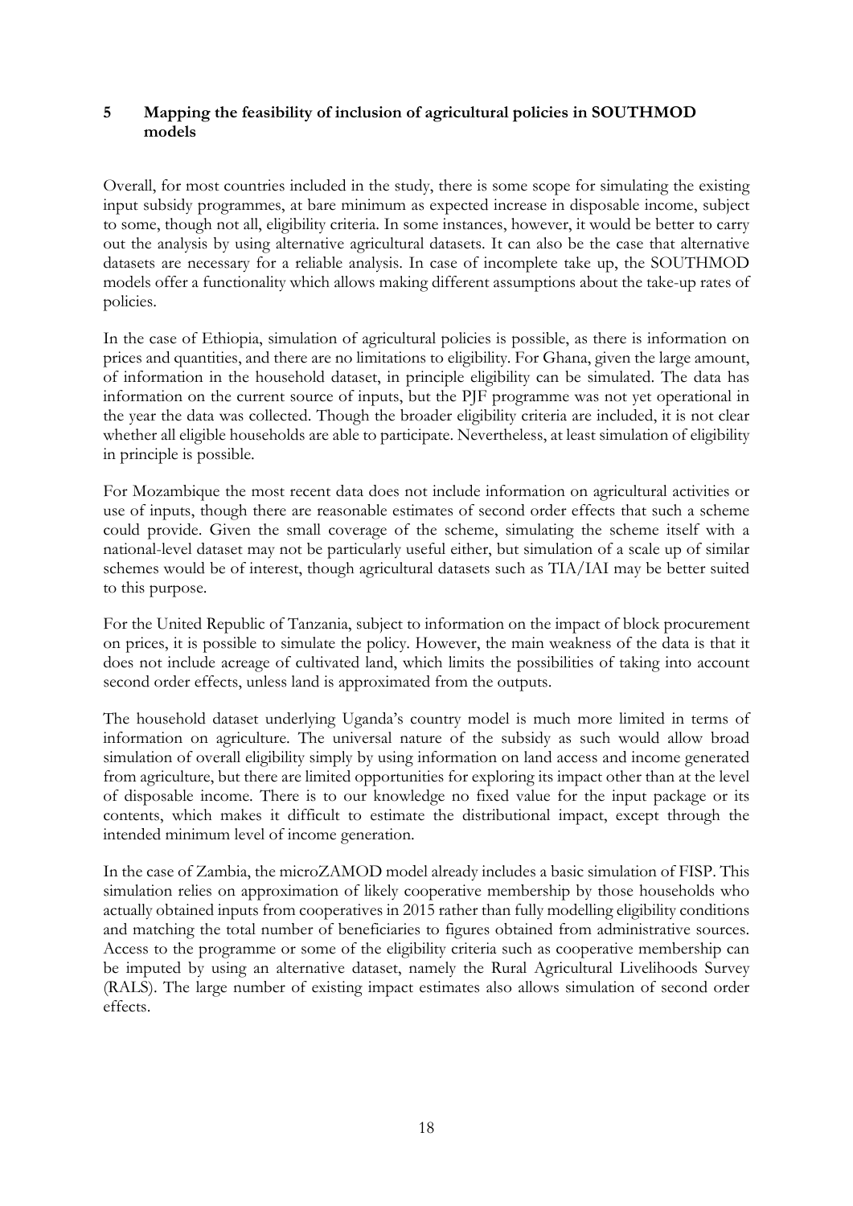## 5 Mapping the feasibility of inclusion of agricultural policies in SOUTHMOD models

Overall, for most countries included in the study, there is some scope for simulating the existing input subsidy programmes, at bare minimum as expected increase in disposable income, subject to some, though not all, eligibility criteria. In some instances, however, it would be better to carry out the analysis by using alternative agricultural datasets. It can also be the case that alternative datasets are necessary for a reliable analysis. In case of incomplete take up, the SOUTHMOD models offer a functionality which allows making different assumptions about the take-up rates of policies.

In the case of Ethiopia, simulation of agricultural policies is possible, as there is information on prices and quantities, and there are no limitations to eligibility. For Ghana, given the large amount, of information in the household dataset, in principle eligibility can be simulated. The data has information on the current source of inputs, but the PJF programme was not yet operational in the year the data was collected. Though the broader eligibility criteria are included, it is not clear whether all eligible households are able to participate. Nevertheless, at least simulation of eligibility in principle is possible.

For Mozambique the most recent data does not include information on agricultural activities or use of inputs, though there are reasonable estimates of second order effects that such a scheme could provide. Given the small coverage of the scheme, simulating the scheme itself with a national-level dataset may not be particularly useful either, but simulation of a scale up of similar schemes would be of interest, though agricultural datasets such as TIA/IAI may be better suited to this purpose.

For the United Republic of Tanzania, subject to information on the impact of block procurement on prices, it is possible to simulate the policy. However, the main weakness of the data is that it does not include acreage of cultivated land, which limits the possibilities of taking into account second order effects, unless land is approximated from the outputs.

The household dataset underlying Uganda's country model is much more limited in terms of information on agriculture. The universal nature of the subsidy as such would allow broad simulation of overall eligibility simply by using information on land access and income generated from agriculture, but there are limited opportunities for exploring its impact other than at the level of disposable income. There is to our knowledge no fixed value for the input package or its contents, which makes it difficult to estimate the distributional impact, except through the intended minimum level of income generation.

In the case of Zambia, the microZAMOD model already includes a basic simulation of FISP. This simulation relies on approximation of likely cooperative membership by those households who actually obtained inputs from cooperatives in 2015 rather than fully modelling eligibility conditions and matching the total number of beneficiaries to figures obtained from administrative sources. Access to the programme or some of the eligibility criteria such as cooperative membership can be imputed by using an alternative dataset, namely the Rural Agricultural Livelihoods Survey (RALS). The large number of existing impact estimates also allows simulation of second order effects.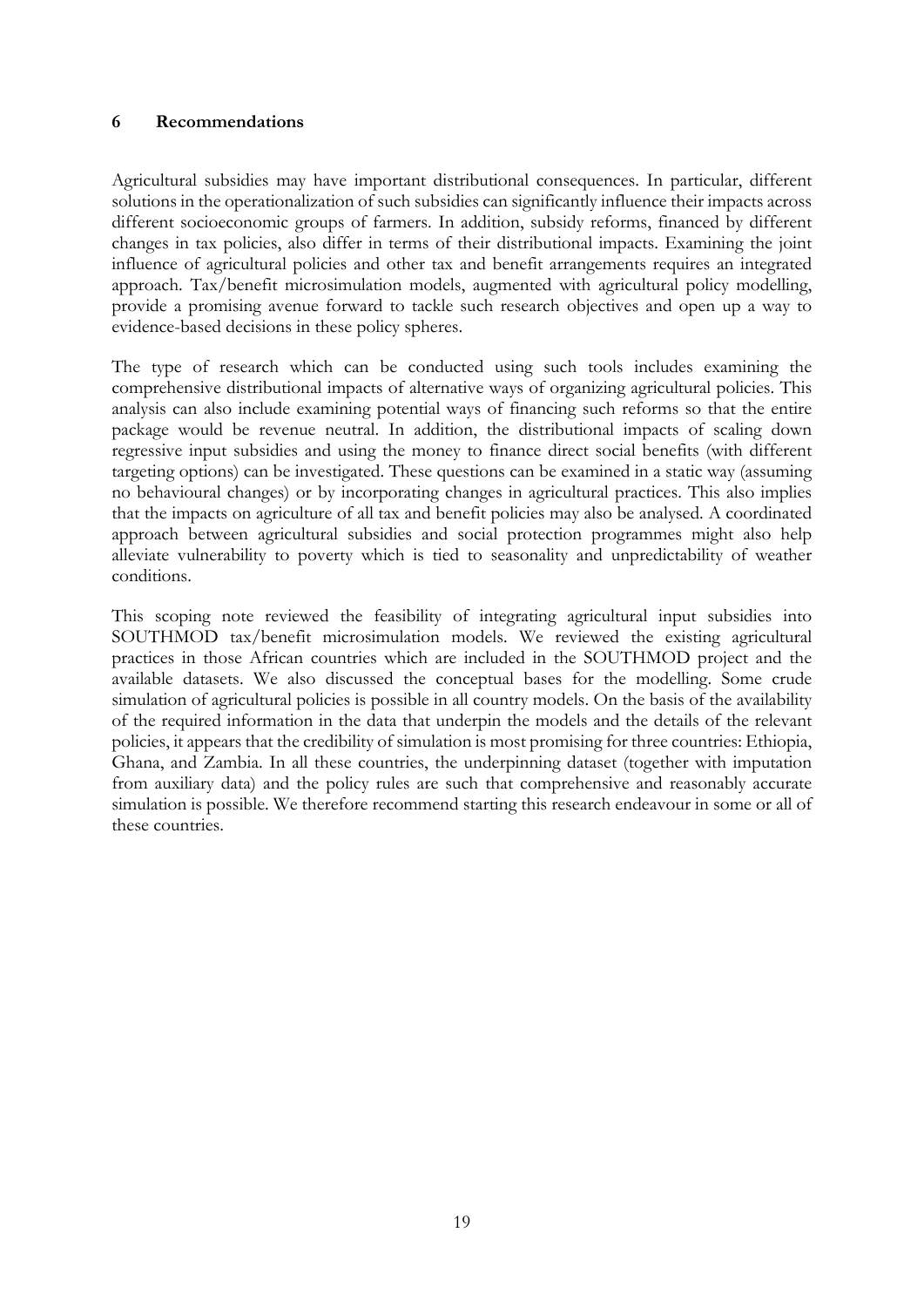## 6 Recommendations

Agricultural subsidies may have important distributional consequences. In particular, different solutions in the operationalization of such subsidies can significantly influence their impacts across different socioeconomic groups of farmers. In addition, subsidy reforms, financed by different changes in tax policies, also differ in terms of their distributional impacts. Examining the joint influence of agricultural policies and other tax and benefit arrangements requires an integrated approach. Tax/benefit microsimulation models, augmented with agricultural policy modelling, provide a promising avenue forward to tackle such research objectives and open up a way to evidence-based decisions in these policy spheres.

The type of research which can be conducted using such tools includes examining the comprehensive distributional impacts of alternative ways of organizing agricultural policies. This analysis can also include examining potential ways of financing such reforms so that the entire package would be revenue neutral. In addition, the distributional impacts of scaling down regressive input subsidies and using the money to finance direct social benefits (with different targeting options) can be investigated. These questions can be examined in a static way (assuming no behavioural changes) or by incorporating changes in agricultural practices. This also implies that the impacts on agriculture of all tax and benefit policies may also be analysed. A coordinated approach between agricultural subsidies and social protection programmes might also help alleviate vulnerability to poverty which is tied to seasonality and unpredictability of weather conditions.

This scoping note reviewed the feasibility of integrating agricultural input subsidies into SOUTHMOD tax/benefit microsimulation models. We reviewed the existing agricultural practices in those African countries which are included in the SOUTHMOD project and the available datasets. We also discussed the conceptual bases for the modelling. Some crude simulation of agricultural policies is possible in all country models. On the basis of the availability of the required information in the data that underpin the models and the details of the relevant policies, it appears that the credibility of simulation is most promising for three countries: Ethiopia, Ghana, and Zambia. In all these countries, the underpinning dataset (together with imputation from auxiliary data) and the policy rules are such that comprehensive and reasonably accurate simulation is possible. We therefore recommend starting this research endeavour in some or all of these countries.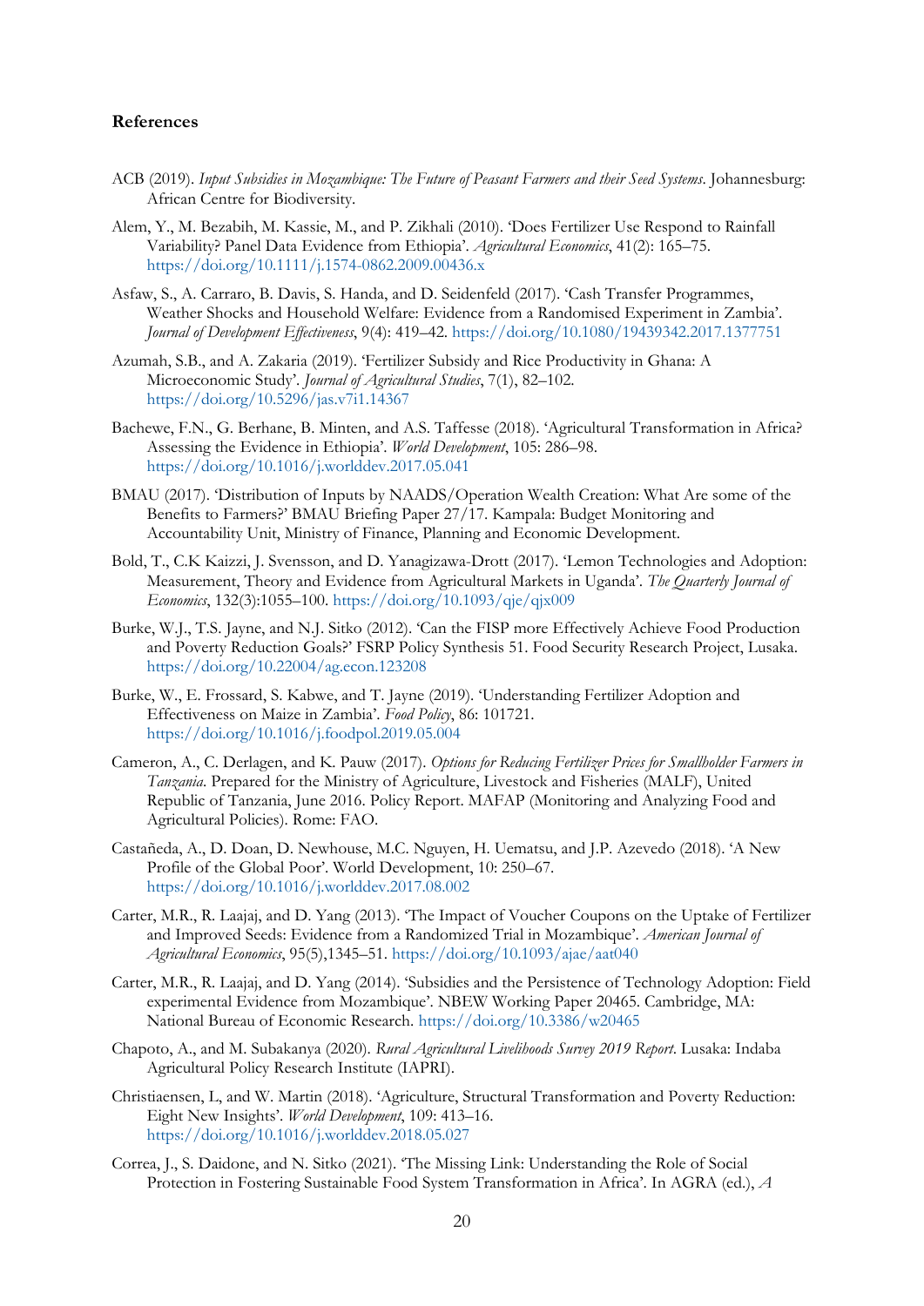### References

ACB (2019). *Input Subsidies in Mozambique: The Future of Peasant Farmers and their Seed Systems*. Johannesburg: African Centre for Biodiversity.

Alem, Y., M. Bezabih, M. Kassie, M., and P. Zikhali (2010). 'Does Fertilizer Use Respond to Rainfall Variability? Panel Data Evidence from Ethiopia'. *Agricultural Economics*, 41(2): 165–75. https://doi.org/10.1111/j.1574-0862.2009.00436.x

Asfaw, S., A. Carraro, B. Davis, S. Handa, and D. Seidenfeld (2017). 'Cash Transfer Programmes, Weather Shocks and Household Welfare: Evidence from a Randomised Experiment in Zambia'. *Journal of Development Effectiveness*, 9(4): 419–42. https://doi.org/10.1080/19439342.2017.1377751

Azumah, S.B., and A. Zakaria (2019). 'Fertilizer Subsidy and Rice Productivity in Ghana: A Microeconomic Study'. *Journal of Agricultural Studies*, 7(1), 82–102. https://doi.org/10.5296/jas.v7i1.14367

Bachewe, F.N., G. Berhane, B. Minten, and A.S. Taffesse (2018). 'Agricultural Transformation in Africa? Assessing the Evidence in Ethiopia'. *World Development*, 105: 286–98. https://doi.org/10.1016/j.worlddev.2017.05.041

BMAU (2017). 'Distribution of Inputs by NAADS/Operation Wealth Creation: What Are some of the Benefits to Farmers?' BMAU Briefing Paper 27/17. Kampala: Budget Monitoring and Accountability Unit, Ministry of Finance, Planning and Economic Development.

Bold, T., C.K Kaizzi, J. Svensson, and D. Yanagizawa-Drott (2017). 'Lemon Technologies and Adoption: Measurement, Theory and Evidence from Agricultural Markets in Uganda'. *The Quarterly Journal of Economics*, 132(3):1055–100. https://doi.org/10.1093/qje/qjx009

Burke, W.J., T.S. Jayne, and N.J. Sitko (2012). 'Can the FISP more Effectively Achieve Food Production and Poverty Reduction Goals?' FSRP Policy Synthesis 51. Food Security Research Project, Lusaka. https://doi.org/10.22004/ag.econ.123208

Burke, W., E. Frossard, S. Kabwe, and T. Jayne (2019). 'Understanding Fertilizer Adoption and Effectiveness on Maize in Zambia'. *Food Policy*, 86: 101721. https://doi.org/10.1016/j.foodpol.2019.05.004

Cameron, A., C. Derlagen, and K. Pauw (2017). *Options for Reducing Fertilizer Prices for Smallholder Farmers in Tanzania*. Prepared for the Ministry of Agriculture, Livestock and Fisheries (MALF), United Republic of Tanzania, June 2016. Policy Report. MAFAP (Monitoring and Analyzing Food and Agricultural Policies). Rome: FAO.

Castañeda, A., D. Doan, D. Newhouse, M.C. Nguyen, H. Uematsu, and J.P. Azevedo (2018). 'A New Profile of the Global Poor'. World Development, 10: 250–67. https://doi.org/10.1016/j.worlddev.2017.08.002

Carter, M.R., R. Laajaj, and D. Yang (2013). 'The Impact of Voucher Coupons on the Uptake of Fertilizer and Improved Seeds: Evidence from a Randomized Trial in Mozambique'. *American Journal of Agricultural Economics*, 95(5),1345–51. https://doi.org/10.1093/ajae/aat040

Carter, M.R., R. Laajaj, and D. Yang (2014). 'Subsidies and the Persistence of Technology Adoption: Field experimental Evidence from Mozambique'. NBEW Working Paper 20465. Cambridge, MA: National Bureau of Economic Research. https://doi.org/10.3386/w20465

Chapoto, A., and M. Subakanya (2020). *Rural Agricultural Livelihoods Survey 2019 Report*. Lusaka: Indaba Agricultural Policy Research Institute (IAPRI).

Christiaensen, L, and W. Martin (2018). 'Agriculture, Structural Transformation and Poverty Reduction: Eight New Insights'. *World Development*, 109: 413–16. https://doi.org/10.1016/j.worlddev.2018.05.027

Correa, J., S. Daidone, and N. Sitko (2021). 'The Missing Link: Understanding the Role of Social Protection in Fostering Sustainable Food System Transformation in Africa'. In AGRA (ed.), *A*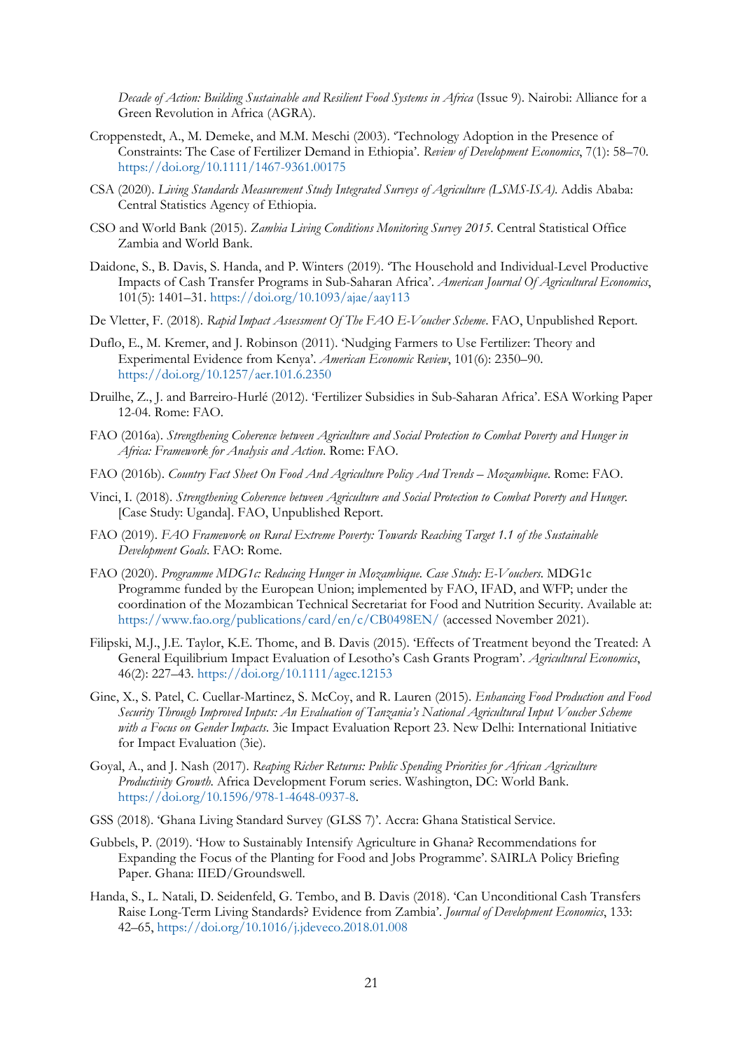*Decade of Action: Building Sustainable and Resilient Food Systems in Africa* (Issue 9). Nairobi: Alliance for a Green Revolution in Africa (AGRA).

Croppenstedt, A., M. Demeke, and M.M. Meschi (2003). 'Technology Adoption in the Presence of Constraints: The Case of Fertilizer Demand in Ethiopia'. *Review of Development Economics*, 7(1): 58–70. https://doi.org/10.1111/1467-9361.00175

CSA (2020). *Living Standards Measurement Study Integrated Surveys of Agriculture (LSMS-ISA)*. Addis Ababa: Central Statistics Agency of Ethiopia.

CSO and World Bank (2015). *Zambia Living Conditions Monitoring Survey 2015*. Central Statistical Office Zambia and World Bank.

Daidone, S., B. Davis, S. Handa, and P. Winters (2019). 'The Household and Individual-Level Productive Impacts of Cash Transfer Programs in Sub-Saharan Africa'. *American Journal Of Agricultural Economics*, 101(5): 1401–31. https://doi.org/10.1093/ajae/aay113

De Vletter, F. (2018). *Rapid Impact Assessment Of The FAO E-Voucher Scheme*. FAO, Unpublished Report.

Duflo, E., M. Kremer, and J. Robinson (2011). 'Nudging Farmers to Use Fertilizer: Theory and Experimental Evidence from Kenya'. *American Economic Review*, 101(6): 2350–90. https://doi.org/10.1257/aer.101.6.2350

Druilhe, Z., J. and Barreiro-Hurlé (2012). 'Fertilizer Subsidies in Sub-Saharan Africa'. ESA Working Paper 12-04. Rome: FAO.

FAO (2016a). *Strengthening Coherence between Agriculture and Social Protection to Combat Poverty and Hunger in Africa: Framework for Analysis and Action*. Rome: FAO.

FAO (2016b). *Country Fact Sheet On Food And Agriculture Policy And Trends – Mozambique*. Rome: FAO.

Vinci, I. (2018). *Strengthening Coherence between Agriculture and Social Protection to Combat Poverty and Hunger.* [Case Study: Uganda]. FAO, Unpublished Report.

FAO (2019). *FAO Framework on Rural Extreme Poverty: Towards Reaching Target 1.1 of the Sustainable Development Goals*. FAO: Rome.

FAO (2020). *Programme MDG1c: Reducing Hunger in Mozambique. Case Study: E-Vouchers.* MDG1c Programme funded by the European Union; implemented by FAO, IFAD, and WFP; under the coordination of the Mozambican Technical Secretariat for Food and Nutrition Security. Available at: https://www.fao.org/publications/card/en/c/CB0498EN/ (accessed November 2021).

Filipski, M.J., J.E. Taylor, K.E. Thome, and B. Davis (2015). 'Effects of Treatment beyond the Treated: A General Equilibrium Impact Evaluation of Lesotho's Cash Grants Program'. *Agricultural Economics*, 46(2): 227–43. https://doi.org/10.1111/agec.12153

Gine, X., S. Patel, C. Cuellar-Martinez, S. McCoy, and R. Lauren (2015). *Enhancing Food Production and Food Security Through Improved Inputs: An Evaluation of Tanzania's National Agricultural Input Voucher Scheme with a Focus on Gender Impacts*. 3ie Impact Evaluation Report 23. New Delhi: International Initiative for Impact Evaluation (3ie).

Goyal, A., and J. Nash (2017). *Reaping Richer Returns: Public Spending Priorities for African Agriculture Productivity Growth*. Africa Development Forum series. Washington, DC: World Bank. https://doi.org/10.1596/978-1-4648-0937-8.

GSS (2018). 'Ghana Living Standard Survey (GLSS 7)'. Accra: Ghana Statistical Service.

Gubbels, P. (2019). 'How to Sustainably Intensify Agriculture in Ghana? Recommendations for Expanding the Focus of the Planting for Food and Jobs Programme'. SAIRLA Policy Briefing Paper. Ghana: IIED/Groundswell.

Handa, S., L. Natali, D. Seidenfeld, G. Tembo, and B. Davis (2018). 'Can Unconditional Cash Transfers Raise Long-Term Living Standards? Evidence from Zambia'. *Journal of Development Economics*, 133: 42–65, https://doi.org/10.1016/j.jdeveco.2018.01.008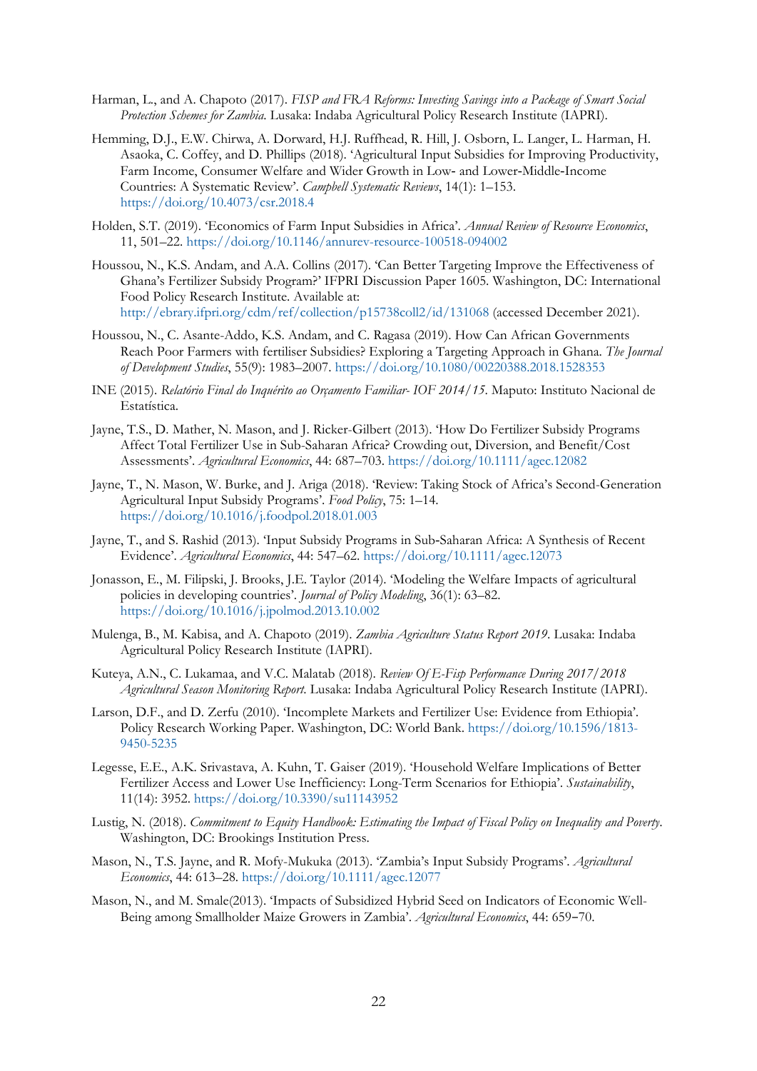Harman, L., and A. Chapoto (2017). *FISP and FRA Reforms: Investing Savings into a Package of Smart Social Protection Schemes for Zambia*. Lusaka: Indaba Agricultural Policy Research Institute (IAPRI).

Hemming, D.J., E.W. Chirwa, A. Dorward, H.J. Ruffhead, R. Hill, J. Osborn, L. Langer, L. Harman, H. Asaoka, C. Coffey, and D. Phillips (2018). 'Agricultural Input Subsidies for Improving Productivity, Farm Income, Consumer Welfare and Wider Growth in Low- and Lower-Middle-Income Countries: A Systematic Review'. *Campbell Systematic Reviews*, 14(1): 1–153. https://doi.org/10.4073/csr.2018.4

Holden, S.T. (2019). 'Economics of Farm Input Subsidies in Africa'. *Annual Review of Resource Economics*, 11, 501–22. https://doi.org/10.1146/annurev-resource-100518-094002

Houssou, N., K.S. Andam, and A.A. Collins (2017). 'Can Better Targeting Improve the Effectiveness of Ghana's Fertilizer Subsidy Program?' IFPRI Discussion Paper 1605. Washington, DC: International Food Policy Research Institute. Available at: http://ebrary.ifpri.org/cdm/ref/collection/p15738coll2/id/131068 (accessed December 2021).

Houssou, N., C. Asante-Addo, K.S. Andam, and C. Ragasa (2019). How Can African Governments Reach Poor Farmers with fertiliser Subsidies? Exploring a Targeting Approach in Ghana. *The Journal of Development Studies*, 55(9): 1983–2007. https://doi.org/10.1080/00220388.2018.1528353

INE (2015). *Relatório Final do Inquérito ao Orçamento Familiar- IOF 2014/15*. Maputo: Instituto Nacional de Estatística.

Jayne, T.S., D. Mather, N. Mason, and J. Ricker-Gilbert (2013). 'How Do Fertilizer Subsidy Programs Affect Total Fertilizer Use in Sub-Saharan Africa? Crowding out, Diversion, and Benefit/Cost Assessments'. *Agricultural Economics*, 44: 687–703. https://doi.org/10.1111/agec.12082

Jayne, T., N. Mason, W. Burke, and J. Ariga (2018). 'Review: Taking Stock of Africa's Second-Generation Agricultural Input Subsidy Programs'. *Food Policy*, 75: 1–14. https://doi.org/10.1016/j.foodpol.2018.01.003

Jayne, T., and S. Rashid (2013). 'Input Subsidy Programs in Sub-Saharan Africa: A Synthesis of Recent Evidence'. *Agricultural Economics*, 44: 547–62. https://doi.org/10.1111/agec.12073

Jonasson, E., M. Filipski, J. Brooks, J.E. Taylor (2014). 'Modeling the Welfare Impacts of agricultural policies in developing countries'. *Journal of Policy Modeling*, 36(1): 63–82. https://doi.org/10.1016/j.jpolmod.2013.10.002

Mulenga, B., M. Kabisa, and A. Chapoto (2019). *Zambia Agriculture Status Report 2019*. Lusaka: Indaba Agricultural Policy Research Institute (IAPRI).

Kuteya, A.N., C. Lukamaa, and V.C. Malatab (2018). *Review Of E-Fisp Performance During 2017/2018 Agricultural Season Monitoring Report*. Lusaka: Indaba Agricultural Policy Research Institute (IAPRI).

Larson, D.F., and D. Zerfu (2010). 'Incomplete Markets and Fertilizer Use: Evidence from Ethiopia'. Policy Research Working Paper. Washington, DC: World Bank. https://doi.org/10.1596/1813-9450-5235

Legesse, E.E., A.K. Srivastava, A. Kuhn, T. Gaiser (2019). 'Household Welfare Implications of Better Fertilizer Access and Lower Use Inefficiency: Long-Term Scenarios for Ethiopia'. *Sustainability*, 11(14): 3952. https://doi.org/10.3390/su11143952

Lustig, N. (2018). *Commitment to Equity Handbook: Estimating the Impact of Fiscal Policy on Inequality and Poverty*. Washington, DC: Brookings Institution Press.

Mason, N., T.S. Jayne, and R. Mofy-Mukuka (2013). 'Zambia's Input Subsidy Programs'. *Agricultural Economics*, 44: 613–28. https://doi.org/10.1111/agec.12077

Mason, N., and M. Smale(2013). 'Impacts of Subsidized Hybrid Seed on Indicators of Economic Well-Being among Smallholder Maize Growers in Zambia'. *Agricultural Economics*, 44: 659–70.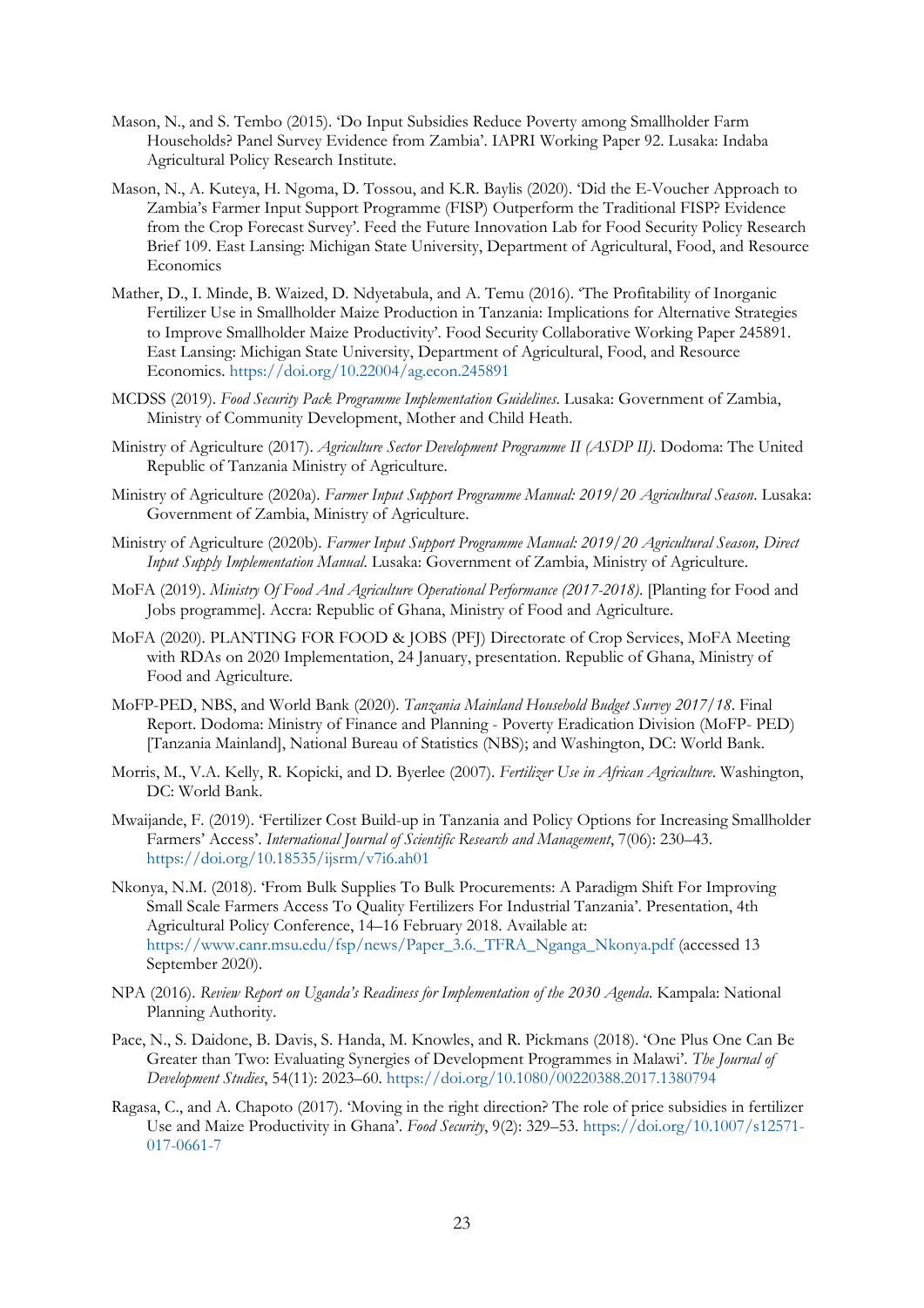Mason, N., and S. Tembo (2015). 'Do Input Subsidies Reduce Poverty among Smallholder Farm Households? Panel Survey Evidence from Zambia'. IAPRI Working Paper 92. Lusaka: Indaba Agricultural Policy Research Institute.

Mason, N., A. Kuteya, H. Ngoma, D. Tossou, and K.R. Baylis (2020). 'Did the E-Voucher Approach to Zambia's Farmer Input Support Programme (FISP) Outperform the Traditional FISP? Evidence from the Crop Forecast Survey'. Feed the Future Innovation Lab for Food Security Policy Research Brief 109. East Lansing: Michigan State University, Department of Agricultural, Food, and Resource Economics

Mather, D., I. Minde, B. Waized, D. Ndyetabula, and A. Temu (2016). 'The Profitability of Inorganic Fertilizer Use in Smallholder Maize Production in Tanzania: Implications for Alternative Strategies to Improve Smallholder Maize Productivity'. Food Security Collaborative Working Paper 245891. East Lansing: Michigan State University, Department of Agricultural, Food, and Resource Economics. https://doi.org/10.22004/ag.econ.245891

MCDSS (2019). *Food Security Pack Programme Implementation Guidelines*. Lusaka: Government of Zambia, Ministry of Community Development, Mother and Child Heath.

Ministry of Agriculture (2017). *Agriculture Sector Development Programme II (ASDP II)*. Dodoma: The United Republic of Tanzania Ministry of Agriculture.

Ministry of Agriculture (2020a). *Farmer Input Support Programme Manual: 2019/20 Agricultural Season*. Lusaka: Government of Zambia, Ministry of Agriculture.

Ministry of Agriculture (2020b). *Farmer Input Support Programme Manual: 2019/20 Agricultural Season, Direct Input Supply Implementation Manual*. Lusaka: Government of Zambia, Ministry of Agriculture.

MoFA (2019). *Ministry Of Food And Agriculture Operational Performance (2017-2018)*. [Planting for Food and Jobs programme]. Accra: Republic of Ghana, Ministry of Food and Agriculture.

MoFA (2020). PLANTING FOR FOOD & JOBS (PFJ) Directorate of Crop Services, MoFA Meeting with RDAs on 2020 Implementation, 24 January, presentation. Republic of Ghana, Ministry of Food and Agriculture.

MoFP-PED, NBS, and World Bank (2020). *Tanzania Mainland Household Budget Survey 2017/18*. Final Report. Dodoma: Ministry of Finance and Planning - Poverty Eradication Division (MoFP- PED) [Tanzania Mainland], National Bureau of Statistics (NBS); and Washington, DC: World Bank.

Morris, M., V.A. Kelly, R. Kopicki, and D. Byerlee (2007). *Fertilizer Use in African Agriculture*. Washington, DC: World Bank.

Mwaijande, F. (2019). 'Fertilizer Cost Build-up in Tanzania and Policy Options for Increasing Smallholder Farmers' Access'. *International Journal of Scientific Research and Management*, 7(06): 230–43. https://doi.org/10.18535/ijsrm/v7i6.ah01

Nkonya, N.M. (2018). 'From Bulk Supplies To Bulk Procurements: A Paradigm Shift For Improving Small Scale Farmers Access To Quality Fertilizers For Industrial Tanzania'. Presentation, 4th Agricultural Policy Conference, 14–16 February 2018. Available at: https://www.canr.msu.edu/fsp/news/Paper_3.6._TFRA_Nganga_Nkonya.pdf (accessed 13 September 2020).

NPA (2016). *Review Report on Uganda's Readiness for Implementation of the 2030 Agenda*. Kampala: National Planning Authority.

Pace, N., S. Daidone, B. Davis, S. Handa, M. Knowles, and R. Pickmans (2018). 'One Plus One Can Be Greater than Two: Evaluating Synergies of Development Programmes in Malawi'. *The Journal of Development Studies*, 54(11): 2023–60. https://doi.org/10.1080/00220388.2017.1380794

Ragasa, C., and A. Chapoto (2017). 'Moving in the right direction? The role of price subsidies in fertilizer Use and Maize Productivity in Ghana'. *Food Security*, 9(2): 329–53. https://doi.org/10.1007/s12571-017-0661-7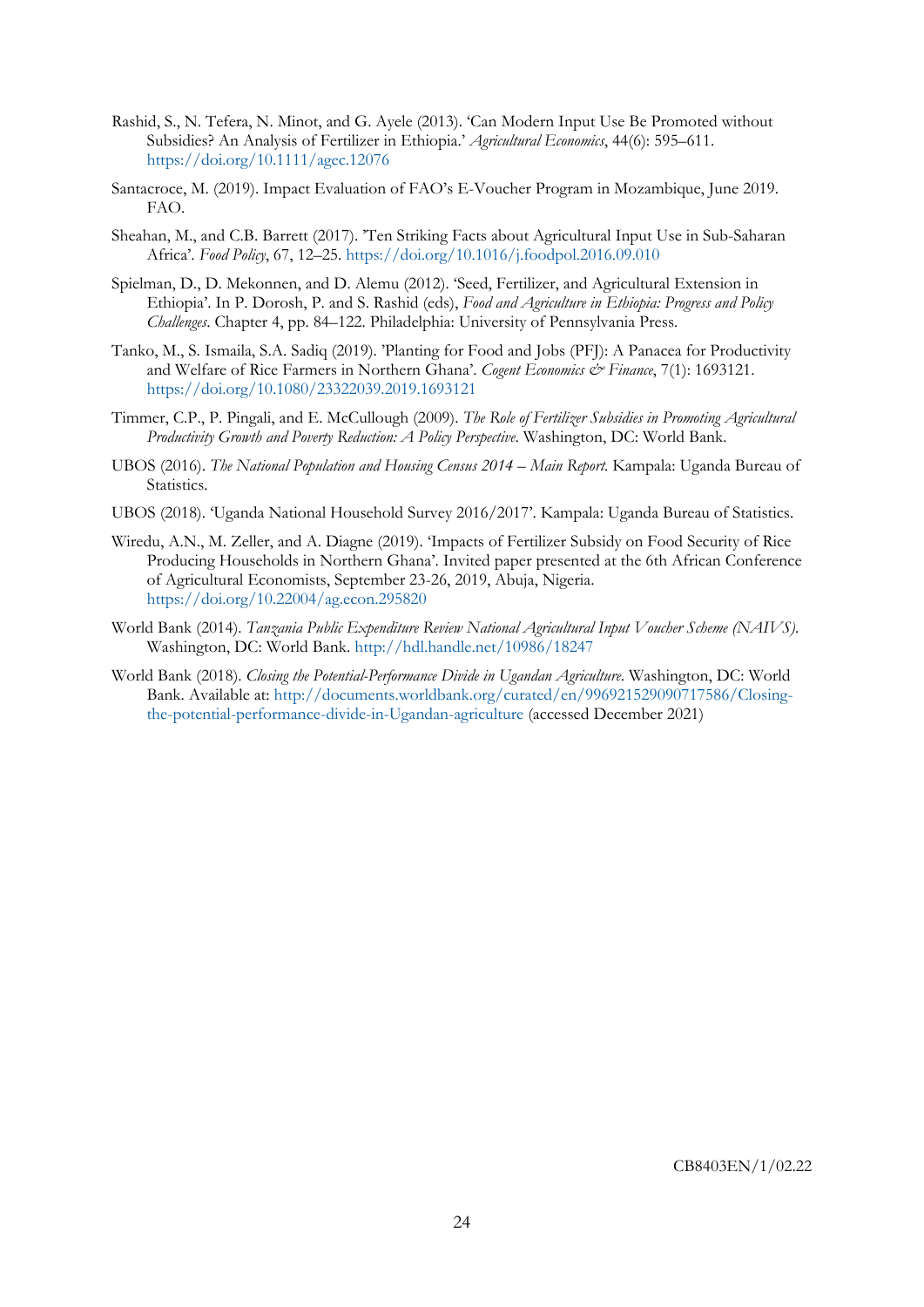Rashid, S., N. Tefera, N. Minot, and G. Ayele (2013). 'Can Modern Input Use Be Promoted without Subsidies? An Analysis of Fertilizer in Ethiopia.' *Agricultural Economics*, 44(6): 595–611. https://doi.org/10.1111/agec.12076

Santacroce, M. (2019). Impact Evaluation of FAO's E-Voucher Program in Mozambique, June 2019. FAO.

Sheahan, M., and C.B. Barrett (2017). 'Ten Striking Facts about Agricultural Input Use in Sub-Saharan Africa'. *Food Policy*, 67, 12–25. https://doi.org/10.1016/j.foodpol.2016.09.010

Spielman, D., D. Mekonnen, and D. Alemu (2012). 'Seed, Fertilizer, and Agricultural Extension in Ethiopia'. In P. Dorosh, P. and S. Rashid (eds), *Food and Agriculture in Ethiopia: Progress and Policy Challenges*. Chapter 4, pp. 84–122. Philadelphia: University of Pennsylvania Press.

Tanko, M., S. Ismaila, S.A. Sadiq (2019). 'Planting for Food and Jobs (PFJ): A Panacea for Productivity and Welfare of Rice Farmers in Northern Ghana'. *Cogent Economics & Finance*, 7(1): 1693121. https://doi.org/10.1080/23322039.2019.1693121

Timmer, C.P., P. Pingali, and E. McCullough (2009). *The Role of Fertilizer Subsidies in Promoting Agricultural Productivity Growth and Poverty Reduction: A Policy Perspective*. Washington, DC: World Bank.

UBOS (2016). *The National Population and Housing Census 2014 – Main Report*. Kampala: Uganda Bureau of Statistics.

UBOS (2018). 'Uganda National Household Survey 2016/2017'. Kampala: Uganda Bureau of Statistics.

Wiredu, A.N., M. Zeller, and A. Diagne (2019). 'Impacts of Fertilizer Subsidy on Food Security of Rice Producing Households in Northern Ghana'. Invited paper presented at the 6th African Conference of Agricultural Economists, September 23-26, 2019, Abuja, Nigeria. https://doi.org/10.22004/ag.econ.295820

World Bank (2014). *Tanzania Public Expenditure Review National Agricultural Input Voucher Scheme (NAIVS)*. Washington, DC: World Bank. http://hdl.handle.net/10986/18247

World Bank (2018). *Closing the Potential-Performance Divide in Ugandan Agriculture*. Washington, DC: World Bank. Available at: http://documents.worldbank.org/curated/en/996921529090717586/Closing-the-potential-performance-divide-in-Ugandan-agriculture (accessed December 2021)

CB8403EN/1/02.22